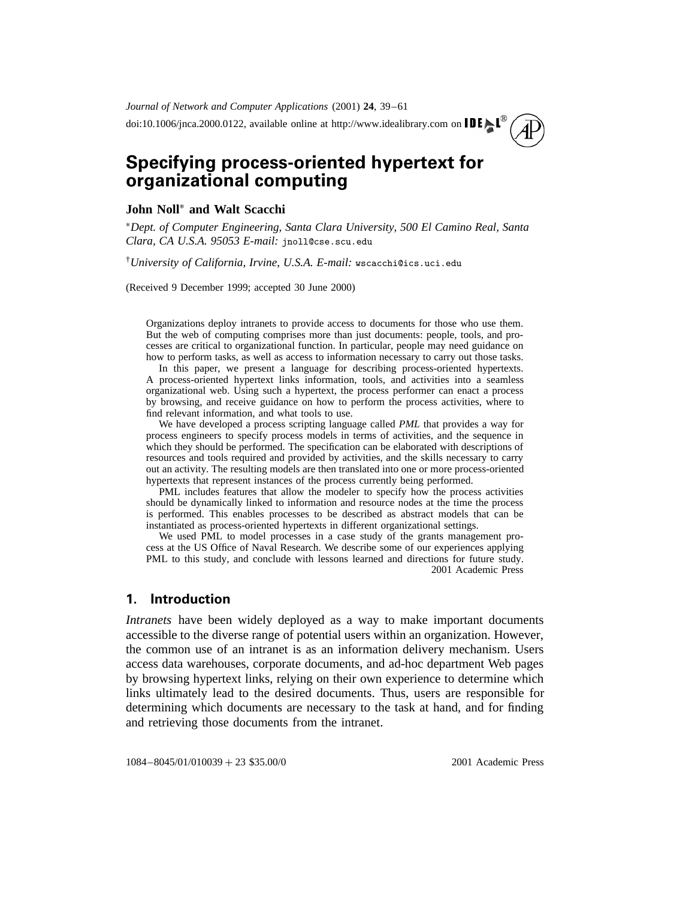# Specifying process-oriented hypertext for organizational computing

**John Noll*** **and Walt Scacchi**

*Dept. of Computer Engineering, Santa Clara University, 500 El Camino Real, Santa Clara, CA U.S.A. 95053 E-mail:* jnoll@cse.scu.edu

†*University of California, Irvine, U.S.A. E-mail:* wscacchi@ics.uci.edu

(Received 9 December 1999; accepted 30 June 2000)

Organizations deploy intranets to provide access to documents for those who use them. But the web of computing comprises more than just documents: people, tools, and processes are critical to organizational function. In particular, people may need guidance on how to perform tasks, as well as access to information necessary to carry out those tasks.

In this paper, we present a language for describing process-oriented hypertexts. A process-oriented hypertext links information, tools, and activities into a seamless organizational web. Using such a hypertext, the process performer can enact a process by browsing, and receive guidance on how to perform the process activities, where to find relevant information, and what tools to use.

We have developed a process scripting language called *PML* that provides a way for process engineers to specify process models in terms of activities, and the sequence in which they should be performed. The specification can be elaborated with descriptions of resources and tools required and provided by activities, and the skills necessary to carry out an activity. The resulting models are then translated into one or more process-oriented hypertexts that represent instances of the process currently being performed.

PML includes features that allow the modeler to specify how the process activities should be dynamically linked to information and resource nodes at the time the process is performed. This enables processes to be described as abstract models that can be instantiated as process-oriented hypertexts in different organizational settings.

We used PML to model processes in a case study of the grants management process at the US Office of Naval Research. We describe some of our experiences applying PML to this study, and conclude with lessons learned and directions for future study.
2001 Academic Press

## 1. Introduction

*Intranets* have been widely deployed as a way to make important documents accessible to the diverse range of potential users within an organization. However, the common use of an intranet is as an information delivery mechanism. Users access data warehouses, corporate documents, and ad-hoc department Web pages by browsing hypertext links, relying on their own experience to determine which links ultimately lead to the desired documents. Thus, users are responsible for determining which documents are necessary to the task at hand, and for finding and retrieving those documents from the intranet.

1084–8045/01/010039 + 23 $35.00/0 2001 Academic Press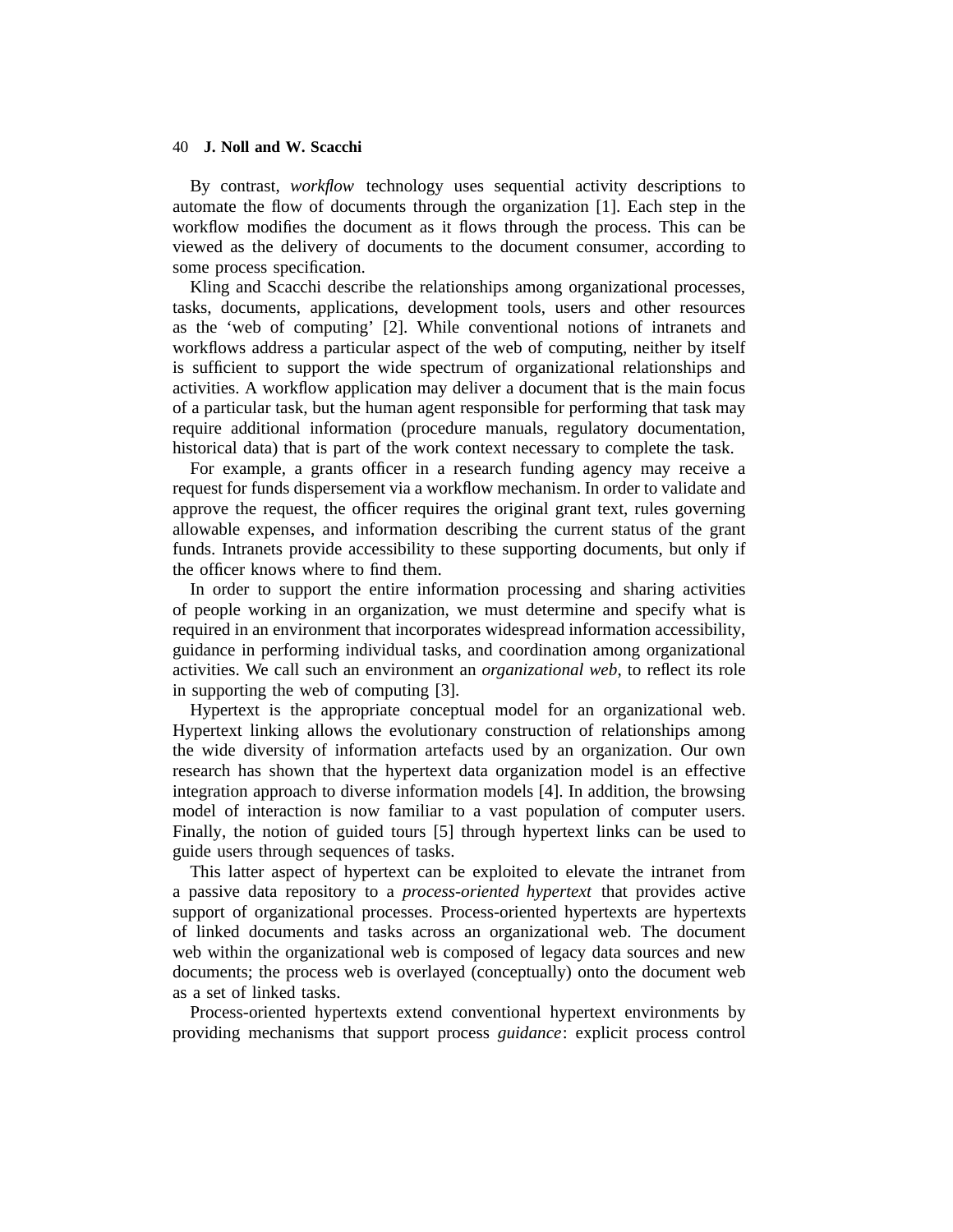By contrast, *workflow* technology uses sequential activity descriptions to automate the flow of documents through the organization [1]. Each step in the workflow modifies the document as it flows through the process. This can be viewed as the delivery of documents to the document consumer, according to some process specification.

Kling and Scacchi describe the relationships among organizational processes, tasks, documents, applications, development tools, users and other resources as the 'web of computing' [2]. While conventional notions of intranets and workflows address a particular aspect of the web of computing, neither by itself is sufficient to support the wide spectrum of organizational relationships and activities. A workflow application may deliver a document that is the main focus of a particular task, but the human agent responsible for performing that task may require additional information (procedure manuals, regulatory documentation, historical data) that is part of the work context necessary to complete the task.

For example, a grants officer in a research funding agency may receive a request for funds dispersement via a workflow mechanism. In order to validate and approve the request, the officer requires the original grant text, rules governing allowable expenses, and information describing the current status of the grant funds. Intranets provide accessibility to these supporting documents, but only if the officer knows where to find them.

In order to support the entire information processing and sharing activities of people working in an organization, we must determine and specify what is required in an environment that incorporates widespread information accessibility, guidance in performing individual tasks, and coordination among organizational activities. We call such an environment an *organizational web*, to reflect its role in supporting the web of computing [3].

Hypertext is the appropriate conceptual model for an organizational web. Hypertext linking allows the evolutionary construction of relationships among the wide diversity of information artefacts used by an organization. Our own research has shown that the hypertext data organization model is an effective integration approach to diverse information models [4]. In addition, the browsing model of interaction is now familiar to a vast population of computer users. Finally, the notion of guided tours [5] through hypertext links can be used to guide users through sequences of tasks.

This latter aspect of hypertext can be exploited to elevate the intranet from a passive data repository to a *process-oriented hypertext* that provides active support of organizational processes. Process-oriented hypertexts are hypertexts of linked documents and tasks across an organizational web. The document web within the organizational web is composed of legacy data sources and new documents; the process web is overlayed (conceptually) onto the document web as a set of linked tasks.

Process-oriented hypertexts extend conventional hypertext environments by providing mechanisms that support process *guidance*: explicit process control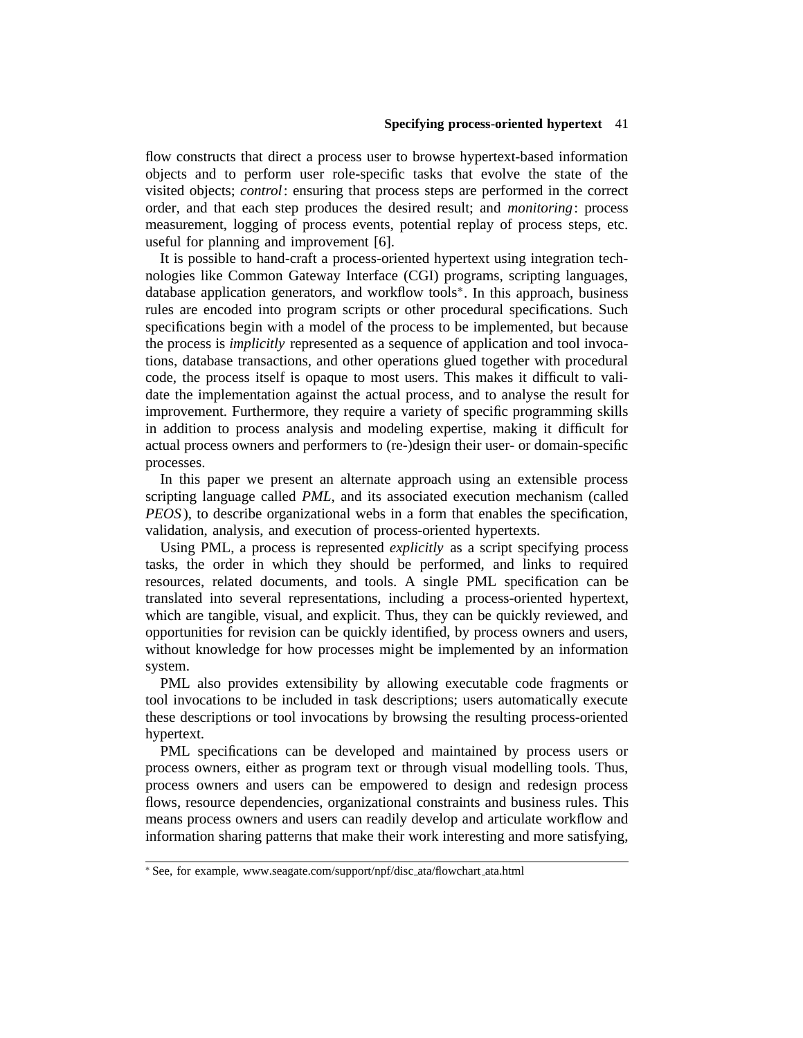flow constructs that direct a process user to browse hypertext-based information objects and to perform user role-specific tasks that evolve the state of the visited objects; *control*: ensuring that process steps are performed in the correct order, and that each step produces the desired result; and *monitoring*: process measurement, logging of process events, potential replay of process steps, etc. useful for planning and improvement [6].

It is possible to hand-craft a process-oriented hypertext using integration technologies like Common Gateway Interface (CGI) programs, scripting languages, database application generators, and workflow tools*. In this approach, business rules are encoded into program scripts or other procedural specifications. Such specifications begin with a model of the process to be implemented, but because the process is *implicitly* represented as a sequence of application and tool invocations, database transactions, and other operations glued together with procedural code, the process itself is opaque to most users. This makes it difficult to validate the implementation against the actual process, and to analyse the result for improvement. Furthermore, they require a variety of specific programming skills in addition to process analysis and modeling expertise, making it difficult for actual process owners and performers to (re-)design their user- or domain-specific processes.

In this paper we present an alternate approach using an extensible process scripting language called *PML*, and its associated execution mechanism (called *PEOS*), to describe organizational webs in a form that enables the specification, validation, analysis, and execution of process-oriented hypertexts.

Using PML, a process is represented *explicitly* as a script specifying process tasks, the order in which they should be performed, and links to required resources, related documents, and tools. A single PML specification can be translated into several representations, including a process-oriented hypertext, which are tangible, visual, and explicit. Thus, they can be quickly reviewed, and opportunities for revision can be quickly identified, by process owners and users, without knowledge for how processes might be implemented by an information system.

PML also provides extensibility by allowing executable code fragments or tool invocations to be included in task descriptions; users automatically execute these descriptions or tool invocations by browsing the resulting process-oriented hypertext.

PML specifications can be developed and maintained by process users or process owners, either as program text or through visual modelling tools. Thus, process owners and users can be empowered to design and redesign process flows, resource dependencies, organizational constraints and business rules. This means process owners and users can readily develop and articulate workflow and information sharing patterns that make their work interesting and more satisfying,

---

* See, for example, www.seagate.com/support/npf/disc_ata/flowchart_ata.html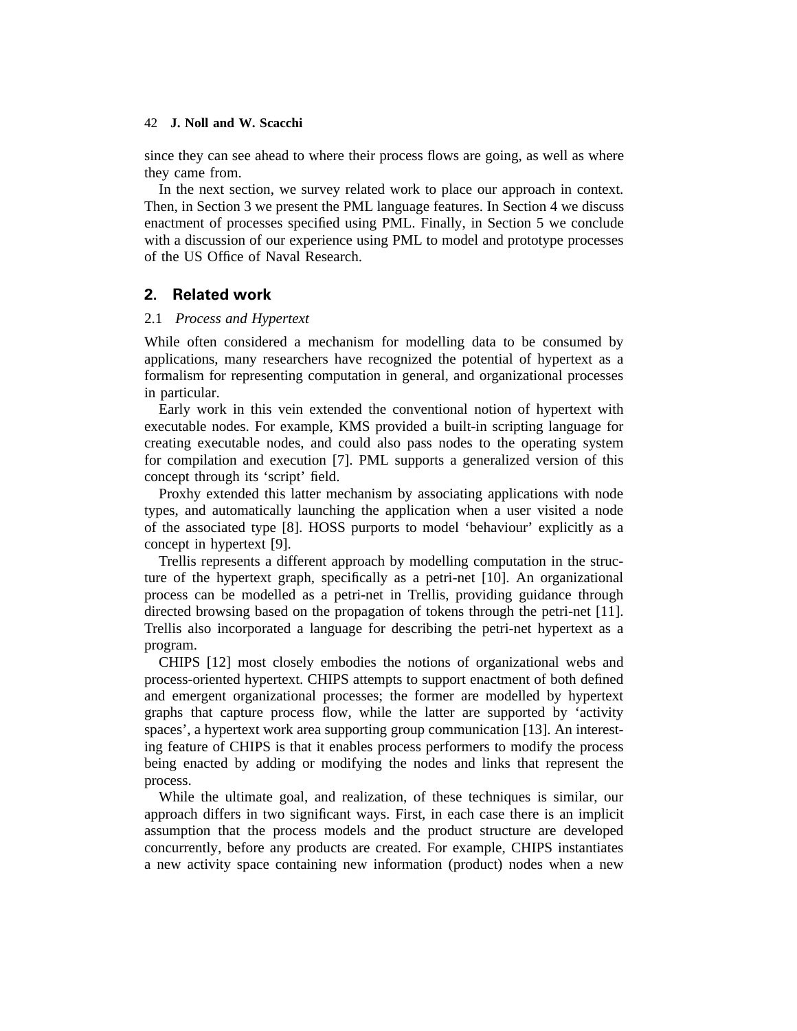since they can see ahead to where their process flows are going, as well as where they came from.

In the next section, we survey related work to place our approach in context. Then, in Section 3 we present the PML language features. In Section 4 we discuss enactment of processes specified using PML. Finally, in Section 5 we conclude with a discussion of our experience using PML to model and prototype processes of the US Office of Naval Research.

## 2. Related work

### 2.1 *Process and Hypertext*

While often considered a mechanism for modelling data to be consumed by applications, many researchers have recognized the potential of hypertext as a formalism for representing computation in general, and organizational processes in particular.

Early work in this vein extended the conventional notion of hypertext with executable nodes. For example, KMS provided a built-in scripting language for creating executable nodes, and could also pass nodes to the operating system for compilation and execution [7]. PML supports a generalized version of this concept through its 'script' field.

Proxhy extended this latter mechanism by associating applications with node types, and automatically launching the application when a user visited a node of the associated type [8]. HOSS purports to model 'behaviour' explicitly as a concept in hypertext [9].

Trellis represents a different approach by modelling computation in the structure of the hypertext graph, specifically as a petri-net [10]. An organizational process can be modelled as a petri-net in Trellis, providing guidance through directed browsing based on the propagation of tokens through the petri-net [11]. Trellis also incorporated a language for describing the petri-net hypertext as a program.

CHIPS [12] most closely embodies the notions of organizational webs and process-oriented hypertext. CHIPS attempts to support enactment of both defined and emergent organizational processes; the former are modelled by hypertext graphs that capture process flow, while the latter are supported by 'activity spaces', a hypertext work area supporting group communication [13]. An interesting feature of CHIPS is that it enables process performers to modify the process being enacted by adding or modifying the nodes and links that represent the process.

While the ultimate goal, and realization, of these techniques is similar, our approach differs in two significant ways. First, in each case there is an implicit assumption that the process models and the product structure are developed concurrently, before any products are created. For example, CHIPS instantiates a new activity space containing new information (product) nodes when a new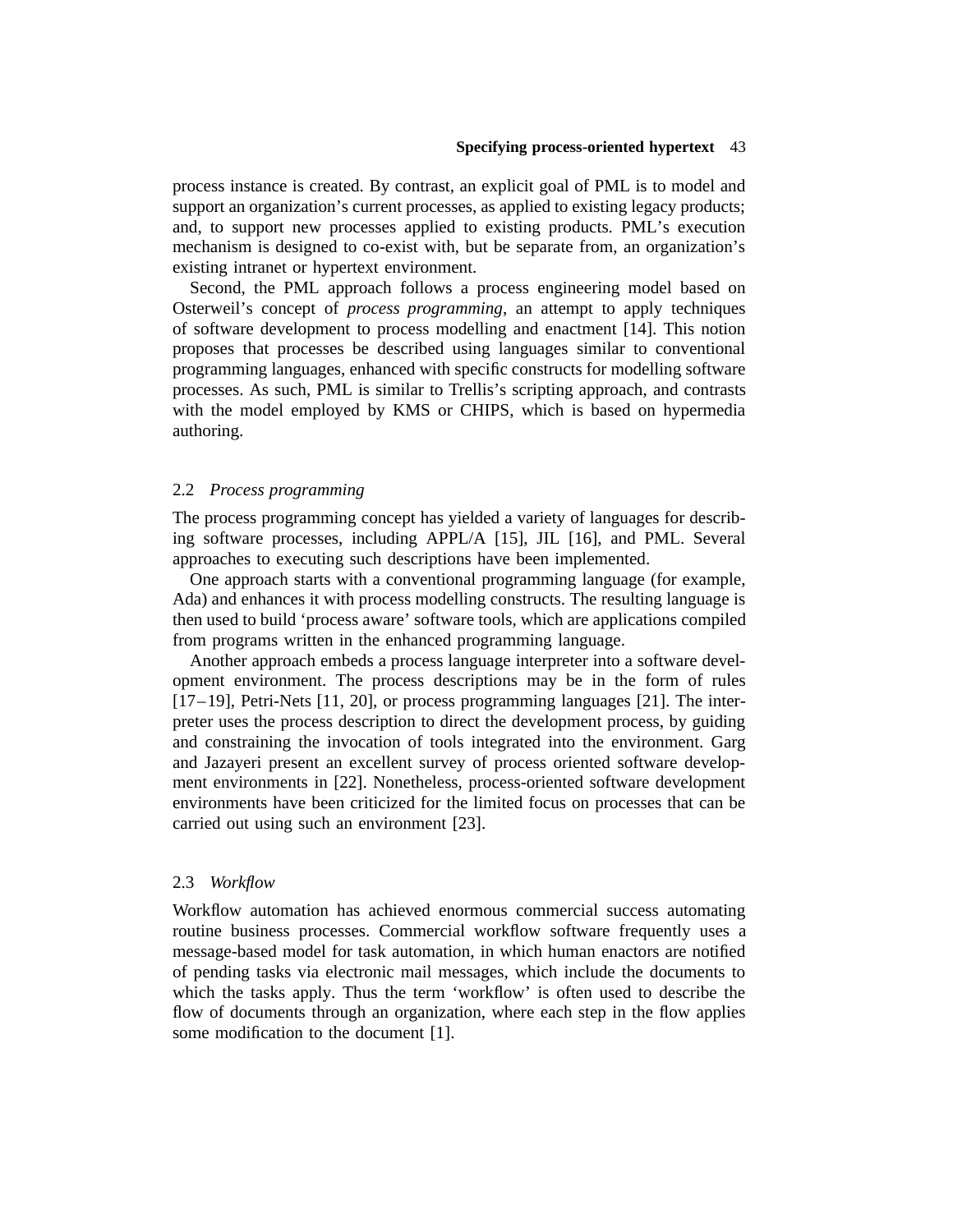process instance is created. By contrast, an explicit goal of PML is to model and support an organization's current processes, as applied to existing legacy products; and, to support new processes applied to existing products. PML's execution mechanism is designed to co-exist with, but be separate from, an organization's existing intranet or hypertext environment.

Second, the PML approach follows a process engineering model based on Osterweil's concept of *process programming*, an attempt to apply techniques of software development to process modelling and enactment [14]. This notion proposes that processes be described using languages similar to conventional programming languages, enhanced with specific constructs for modelling software processes. As such, PML is similar to Trellis's scripting approach, and contrasts with the model employed by KMS or CHIPS, which is based on hypermedia authoring.

## 2.2 *Process programming*

The process programming concept has yielded a variety of languages for describing software processes, including APPL/A [15], JIL [16], and PML. Several approaches to executing such descriptions have been implemented.

One approach starts with a conventional programming language (for example, Ada) and enhances it with process modelling constructs. The resulting language is then used to build 'process aware' software tools, which are applications compiled from programs written in the enhanced programming language.

Another approach embeds a process language interpreter into a software development environment. The process descriptions may be in the form of rules [17–19], Petri-Nets [11, 20], or process programming languages [21]. The interpreter uses the process description to direct the development process, by guiding and constraining the invocation of tools integrated into the environment. Garg and Jazayeri present an excellent survey of process oriented software development environments in [22]. Nonetheless, process-oriented software development environments have been criticized for the limited focus on processes that can be carried out using such an environment [23].

## 2.3 *Workflow*

Workflow automation has achieved enormous commercial success automating routine business processes. Commercial workflow software frequently uses a message-based model for task automation, in which human enactors are notified of pending tasks via electronic mail messages, which include the documents to which the tasks apply. Thus the term 'workflow' is often used to describe the flow of documents through an organization, where each step in the flow applies some modification to the document [1].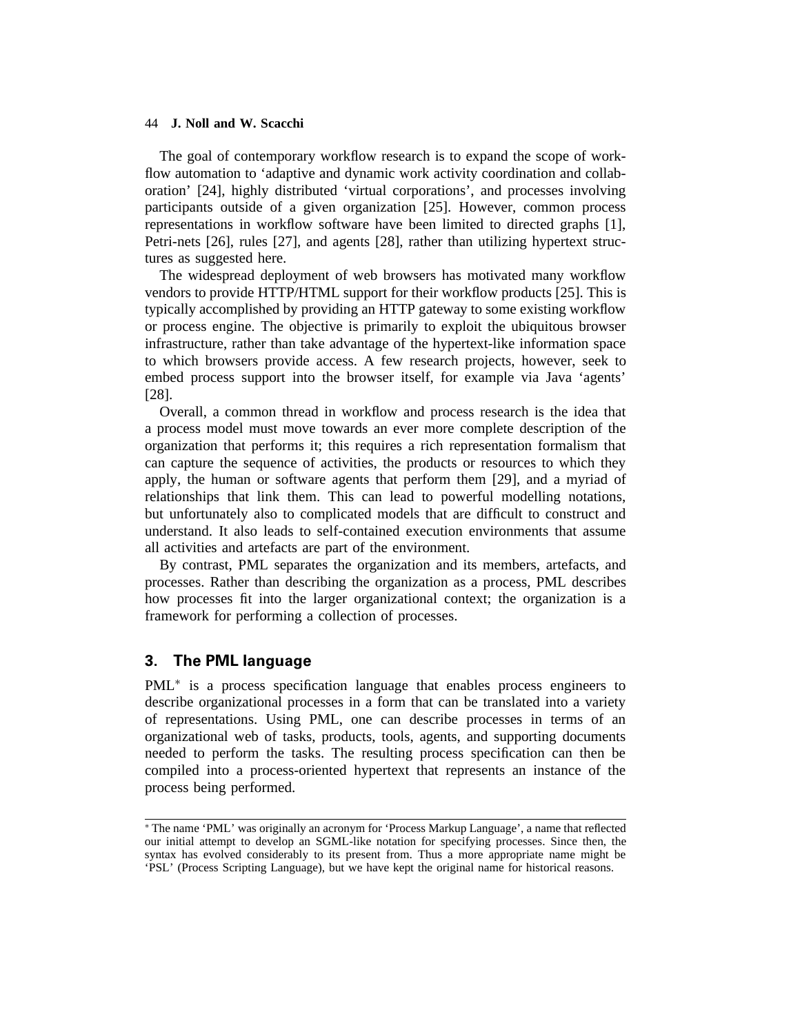The goal of contemporary workflow research is to expand the scope of workflow automation to 'adaptive and dynamic work activity coordination and collaboration' [24], highly distributed 'virtual corporations', and processes involving participants outside of a given organization [25]. However, common process representations in workflow software have been limited to directed graphs [1], Petri-nets [26], rules [27], and agents [28], rather than utilizing hypertext structures as suggested here.

The widespread deployment of web browsers has motivated many workflow vendors to provide HTTP/HTML support for their workflow products [25]. This is typically accomplished by providing an HTTP gateway to some existing workflow or process engine. The objective is primarily to exploit the ubiquitous browser infrastructure, rather than take advantage of the hypertext-like information space to which browsers provide access. A few research projects, however, seek to embed process support into the browser itself, for example via Java 'agents' [28].

Overall, a common thread in workflow and process research is the idea that a process model must move towards an ever more complete description of the organization that performs it; this requires a rich representation formalism that can capture the sequence of activities, the products or resources to which they apply, the human or software agents that perform them [29], and a myriad of relationships that link them. This can lead to powerful modelling notations, but unfortunately also to complicated models that are difficult to construct and understand. It also leads to self-contained execution environments that assume all activities and artefacts are part of the environment.

By contrast, PML separates the organization and its members, artefacts, and processes. Rather than describing the organization as a process, PML describes how processes fit into the larger organizational context; the organization is a framework for performing a collection of processes.

## 3. The PML language

PML* is a process specification language that enables process engineers to describe organizational processes in a form that can be translated into a variety of representations. Using PML, one can describe processes in terms of an organizational web of tasks, products, tools, agents, and supporting documents needed to perform the tasks. The resulting process specification can then be compiled into a process-oriented hypertext that represents an instance of the process being performed.

---

* The name 'PML' was originally an acronym for 'Process Markup Language', a name that reflected our initial attempt to develop an SGML-like notation for specifying processes. Since then, the syntax has evolved considerably to its present from. Thus a more appropriate name might be 'PSL' (Process Scripting Language), but we have kept the original name for historical reasons.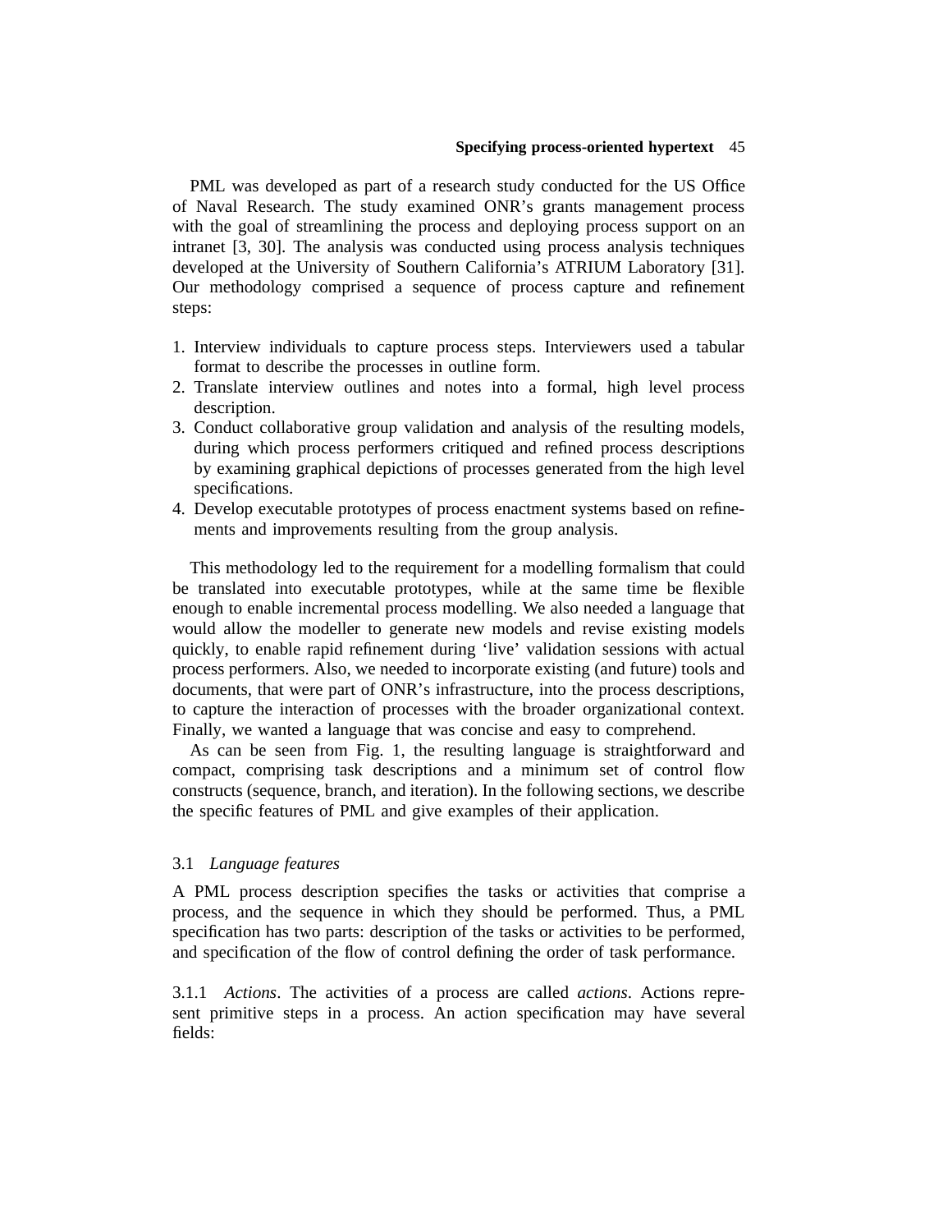PML was developed as part of a research study conducted for the US Office of Naval Research. The study examined ONR's grants management process with the goal of streamlining the process and deploying process support on an intranet [3, 30]. The analysis was conducted using process analysis techniques developed at the University of Southern California's ATRIUM Laboratory [31]. Our methodology comprised a sequence of process capture and refinement steps:

1. Interview individuals to capture process steps. Interviewers used a tabular format to describe the processes in outline form.
2. Translate interview outlines and notes into a formal, high level process description.
3. Conduct collaborative group validation and analysis of the resulting models, during which process performers critiqued and refined process descriptions by examining graphical depictions of processes generated from the high level specifications.
4. Develop executable prototypes of process enactment systems based on refinements and improvements resulting from the group analysis.

This methodology led to the requirement for a modelling formalism that could be translated into executable prototypes, while at the same time be flexible enough to enable incremental process modelling. We also needed a language that would allow the modeller to generate new models and revise existing models quickly, to enable rapid refinement during 'live' validation sessions with actual process performers. Also, we needed to incorporate existing (and future) tools and documents, that were part of ONR's infrastructure, into the process descriptions, to capture the interaction of processes with the broader organizational context. Finally, we wanted a language that was concise and easy to comprehend.

As can be seen from Fig. 1, the resulting language is straightforward and compact, comprising task descriptions and a minimum set of control flow constructs (sequence, branch, and iteration). In the following sections, we describe the specific features of PML and give examples of their application.

### 3.1 *Language features*

A PML process description specifies the tasks or activities that comprise a process, and the sequence in which they should be performed. Thus, a PML specification has two parts: description of the tasks or activities to be performed, and specification of the flow of control defining the order of task performance.

#### 3.1.1 *Actions*.

The activities of a process are called *actions*. Actions represent primitive steps in a process. An action specification may have several fields: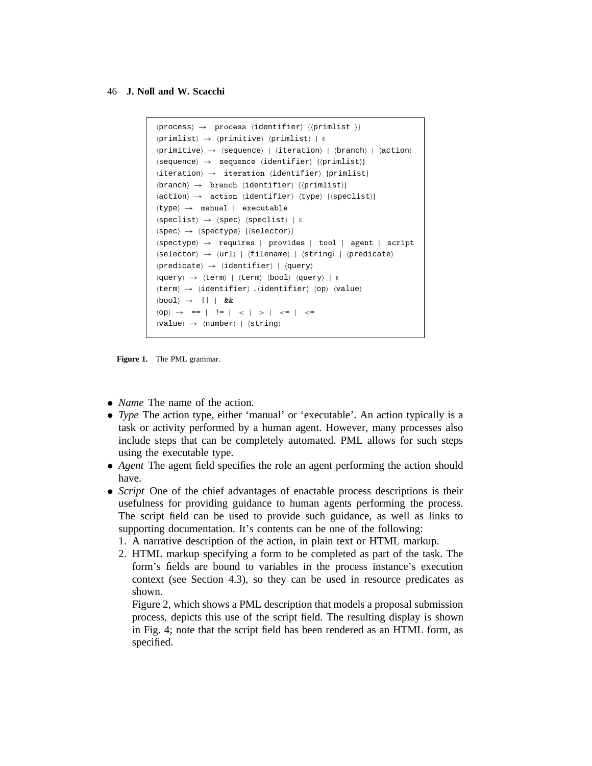```
⟨process⟩ →  process ⟨identifier⟩ {⟨primlist ⟩}
⟨primlist⟩ → ⟨primitive⟩ ⟨primlist⟩ | ε
⟨primitive⟩ → ⟨sequence⟩ | ⟨iteration⟩ | ⟨branch⟩ | ⟨action⟩
⟨sequence⟩ →  sequence ⟨identifier⟩ {⟨primlist⟩}
⟨iteration⟩ →  iteration ⟨identifier⟩ {primlist}
⟨branch⟩ →  branch ⟨identifier⟩ {⟨primlist⟩}
⟨action⟩ →  action ⟨identifier⟩ ⟨type⟩ {⟨speclist⟩}
⟨type⟩ →  manual |  executable
⟨speclist⟩ → ⟨spec⟩ ⟨speclist⟩ | ε
⟨spec⟩ → ⟨spectype⟩ {⟨selector⟩}
⟨spectype⟩ →  requires |  provides |  tool |  agent |  script
⟨selector⟩ → ⟨url⟩ | ⟨filename⟩ | ⟨string⟩ | ⟨predicate⟩
⟨predicate⟩ → ⟨identifier⟩ | ⟨query⟩
⟨query⟩ → ⟨term⟩ | ⟨term⟩ ⟨bool⟩ ⟨query⟩ | ε
⟨term⟩ → ⟨identifier⟩ .⟨identifier⟩ ⟨op⟩ ⟨value⟩
⟨bool⟩ →  || |  &&
⟨op⟩ →  == |  != |  < |  > |  <= |  <=
⟨value⟩ → ⟨number⟩ | ⟨string⟩
```

**Figure 1.** The PML grammar.

- *Name* The name of the action.
- *Type* The action type, either 'manual' or 'executable'. An action typically is a task or activity performed by a human agent. However, many processes also include steps that can be completely automated. PML allows for such steps using the executable type.
- *Agent* The agent field specifies the role an agent performing the action should have.
- *Script* One of the chief advantages of enactable process descriptions is their usefulness for providing guidance to human agents performing the process. The script field can be used to provide such guidance, as well as links to supporting documentation. It's contents can be one of the following:
  1. A narrative description of the action, in plain text or HTML markup.
  2. HTML markup specifying a form to be completed as part of the task. The form's fields are bound to variables in the process instance's execution context (see Section 4.3), so they can be used in resource predicates as shown.

     Figure 2, which shows a PML description that models a proposal submission process, depicts this use of the script field. The resulting display is shown in Fig. 4; note that the script field has been rendered as an HTML form, as specified.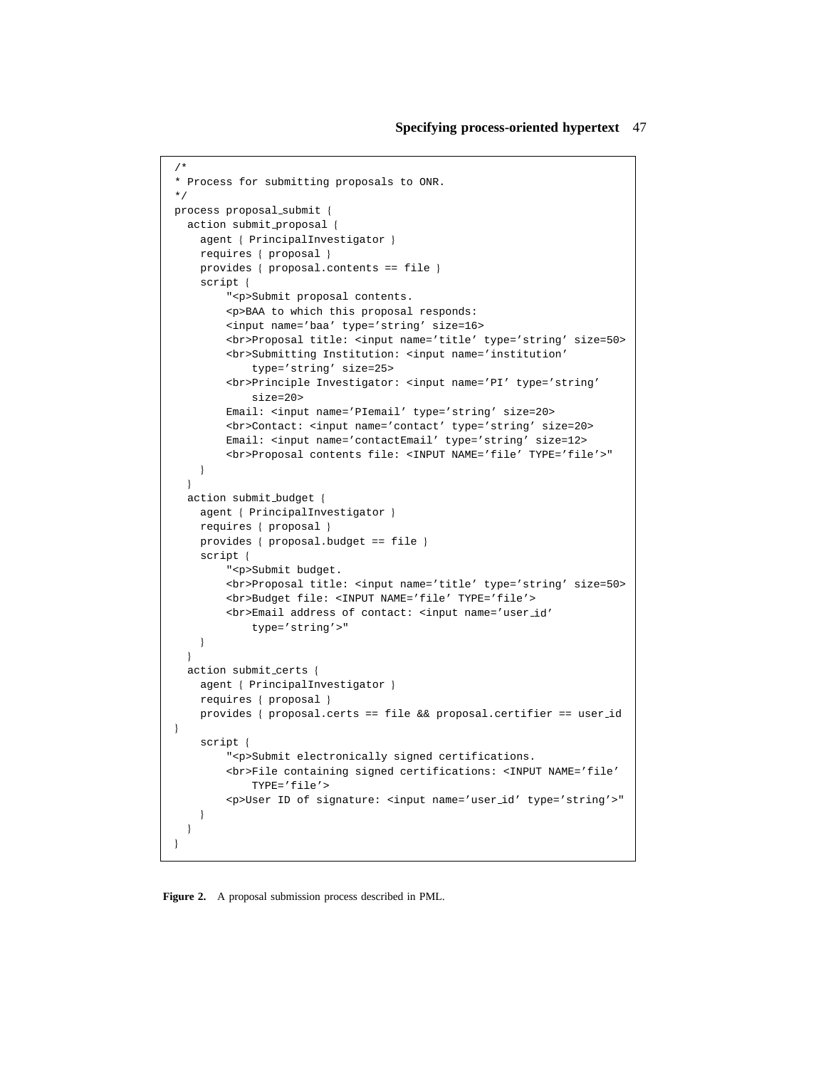```
/*
* Process for submitting proposals to ONR.
*/
process proposal_submit {
  action submit_proposal {
    agent { PrincipalInvestigator }
    requires { proposal }
    provides { proposal.contents == file }
    script {
        "<p>Submit proposal contents.
        <p>BAA to which this proposal responds:
        <input name='baa' type='string' size=16>
        <br>Proposal title: <input name='title' type='string' size=50>
        <br>Submitting Institution: <input name='institution'
            type='string' size=25>
        <br>Principle Investigator: <input name='PI' type='string'
            size=20>
        Email: <input name='PIemail' type='string' size=20>
        <br>Contact: <input name='contact' type='string' size=20>
        Email: <input name='contactEmail' type='string' size=12>
        <br>Proposal contents file: <INPUT NAME='file' TYPE='file'>"
    }
  }
  action submit_budget {
    agent { PrincipalInvestigator }
    requires { proposal }
    provides { proposal.budget == file }
    script {
        "<p>Submit budget.
        <br>Proposal title: <input name='title' type='string' size=50>
        <br>Budget file: <INPUT NAME='file' TYPE='file'>
        <br>Email address of contact: <input name='user_id'
            type='string'>"
    }
  }
  action submit_certs {
    agent { PrincipalInvestigator }
    requires { proposal }
    provides { proposal.certs == file && proposal.certifier == user_id
}
    script {
        "<p>Submit electronically signed certifications.
        <br>File containing signed certifications: <INPUT NAME='file'
            TYPE='file'>
        <p>User ID of signature: <input name='user_id' type='string'>"
    }
  }
}
```

**Figure 2.** A proposal submission process described in PML.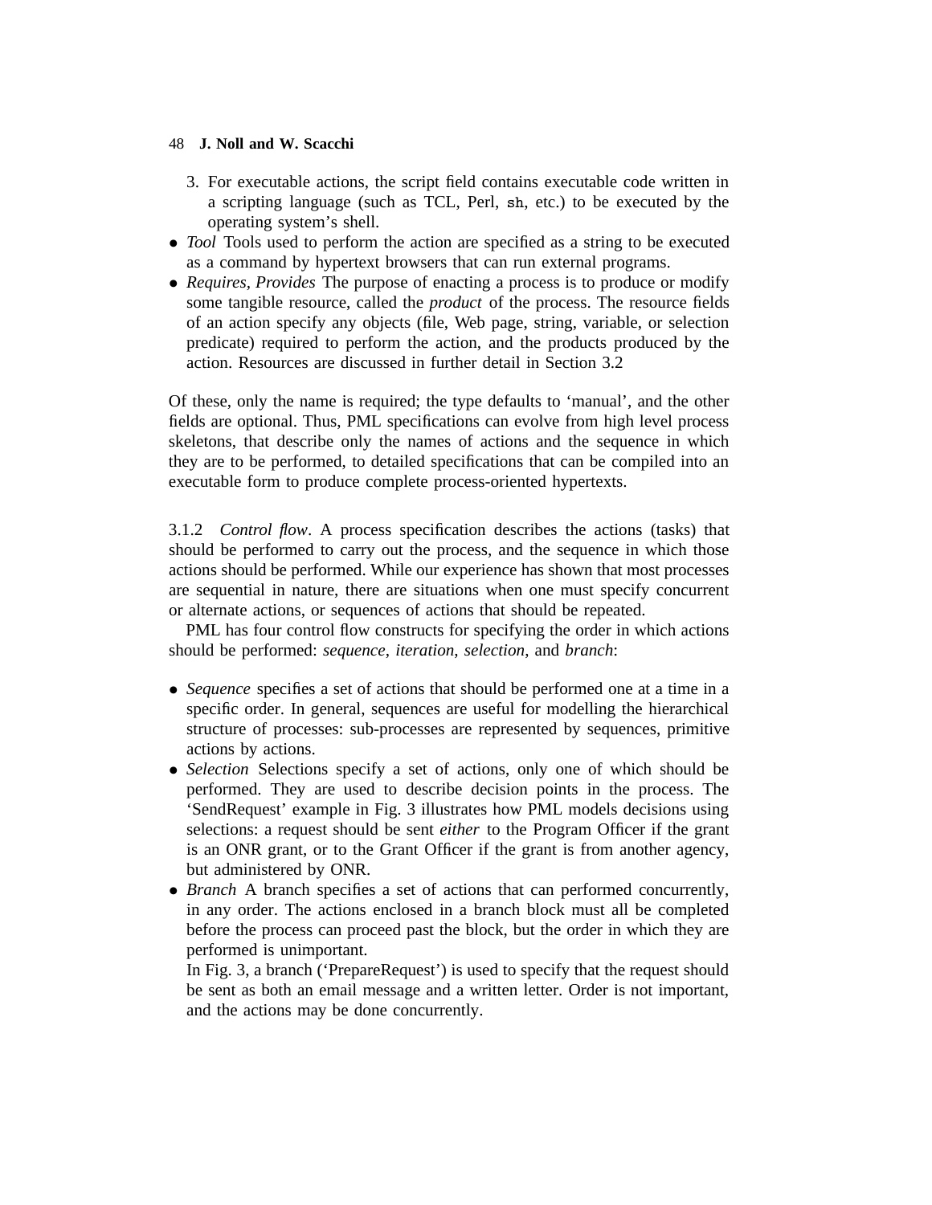3. For executable actions, the script field contains executable code written in a scripting language (such as TCL, Perl, `sh`, etc.) to be executed by the operating system's shell.

- *Tool* Tools used to perform the action are specified as a string to be executed as a command by hypertext browsers that can run external programs.
- *Requires, Provides* The purpose of enacting a process is to produce or modify some tangible resource, called the *product* of the process. The resource fields of an action specify any objects (file, Web page, string, variable, or selection predicate) required to perform the action, and the products produced by the action. Resources are discussed in further detail in Section 3.2

Of these, only the name is required; the type defaults to 'manual', and the other fields are optional. Thus, PML specifications can evolve from high level process skeletons, that describe only the names of actions and the sequence in which they are to be performed, to detailed specifications that can be compiled into an executable form to produce complete process-oriented hypertexts.

3.1.2 *Control flow*. A process specification describes the actions (tasks) that should be performed to carry out the process, and the sequence in which those actions should be performed. While our experience has shown that most processes are sequential in nature, there are situations when one must specify concurrent or alternate actions, or sequences of actions that should be repeated.

PML has four control flow constructs for specifying the order in which actions should be performed: *sequence*, *iteration*, *selection*, and *branch*:

- *Sequence* specifies a set of actions that should be performed one at a time in a specific order. In general, sequences are useful for modelling the hierarchical structure of processes: sub-processes are represented by sequences, primitive actions by actions.
- *Selection* Selections specify a set of actions, only one of which should be performed. They are used to describe decision points in the process. The 'SendRequest' example in Fig. 3 illustrates how PML models decisions using selections: a request should be sent *either* to the Program Officer if the grant is an ONR grant, or to the Grant Officer if the grant is from another agency, but administered by ONR.
- *Branch* A branch specifies a set of actions that can performed concurrently, in any order. The actions enclosed in a branch block must all be completed before the process can proceed past the block, but the order in which they are performed is unimportant.

  In Fig. 3, a branch ('PrepareRequest') is used to specify that the request should be sent as both an email message and a written letter. Order is not important, and the actions may be done concurrently.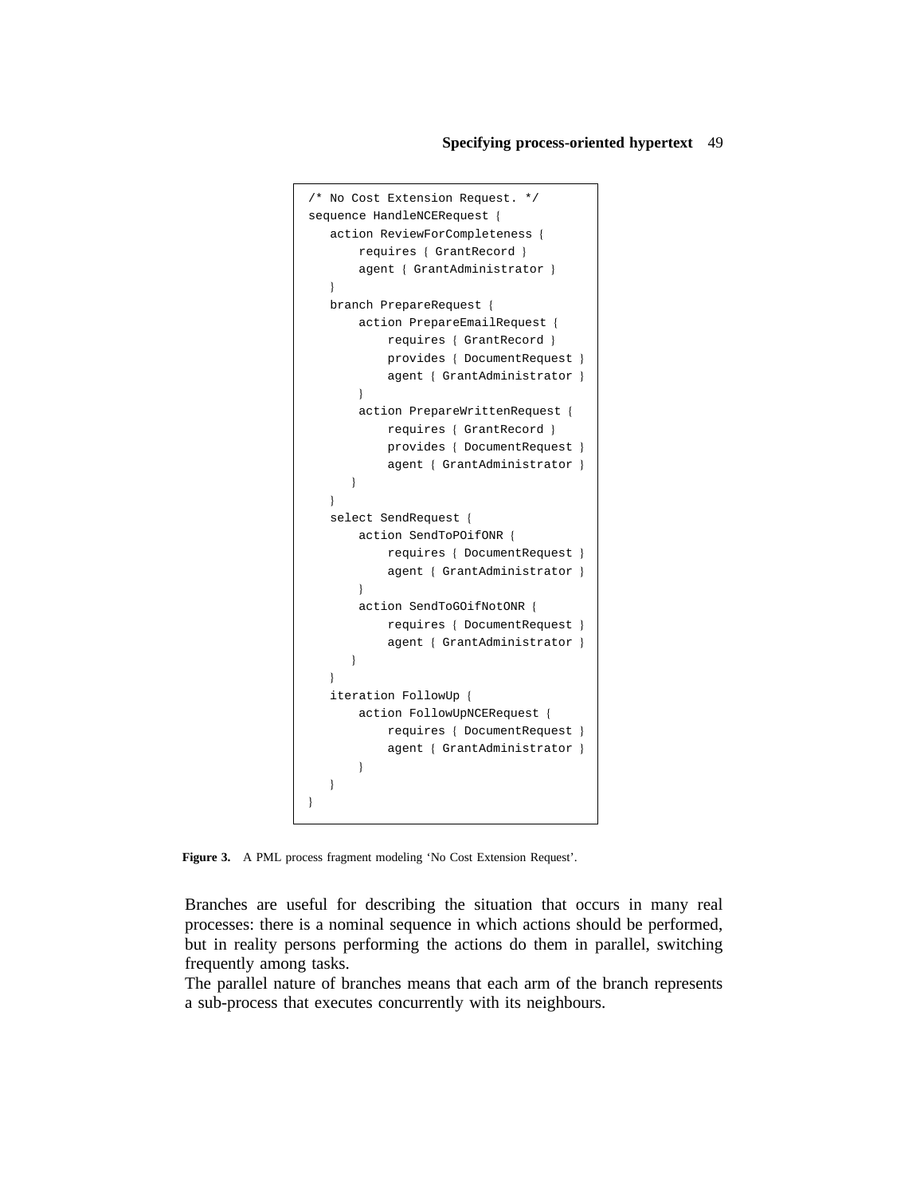```
/* No Cost Extension Request. */
sequence HandleNCERequest {
   action ReviewForCompleteness {
       requires { GrantRecord }
       agent { GrantAdministrator }
   }
   branch PrepareRequest {
       action PrepareEmailRequest {
           requires { GrantRecord }
           provides { DocumentRequest }
           agent { GrantAdministrator }
       }
       action PrepareWrittenRequest {
           requires { GrantRecord }
           provides { DocumentRequest }
           agent { GrantAdministrator }
       }
   }
   select SendRequest {
       action SendToPOifONR {
           requires { DocumentRequest }
           agent { GrantAdministrator }
       }
       action SendToGOifNotONR {
           requires { DocumentRequest }
           agent { GrantAdministrator }
       }
   }
   iteration FollowUp {
       action FollowUpNCERequest {
           requires { DocumentRequest }
           agent { GrantAdministrator }
       }
   }
}
```

**Figure 3.** A PML process fragment modeling 'No Cost Extension Request'.

Branches are useful for describing the situation that occurs in many real processes: there is a nominal sequence in which actions should be performed, but in reality persons performing the actions do them in parallel, switching frequently among tasks.

The parallel nature of branches means that each arm of the branch represents a sub-process that executes concurrently with its neighbours.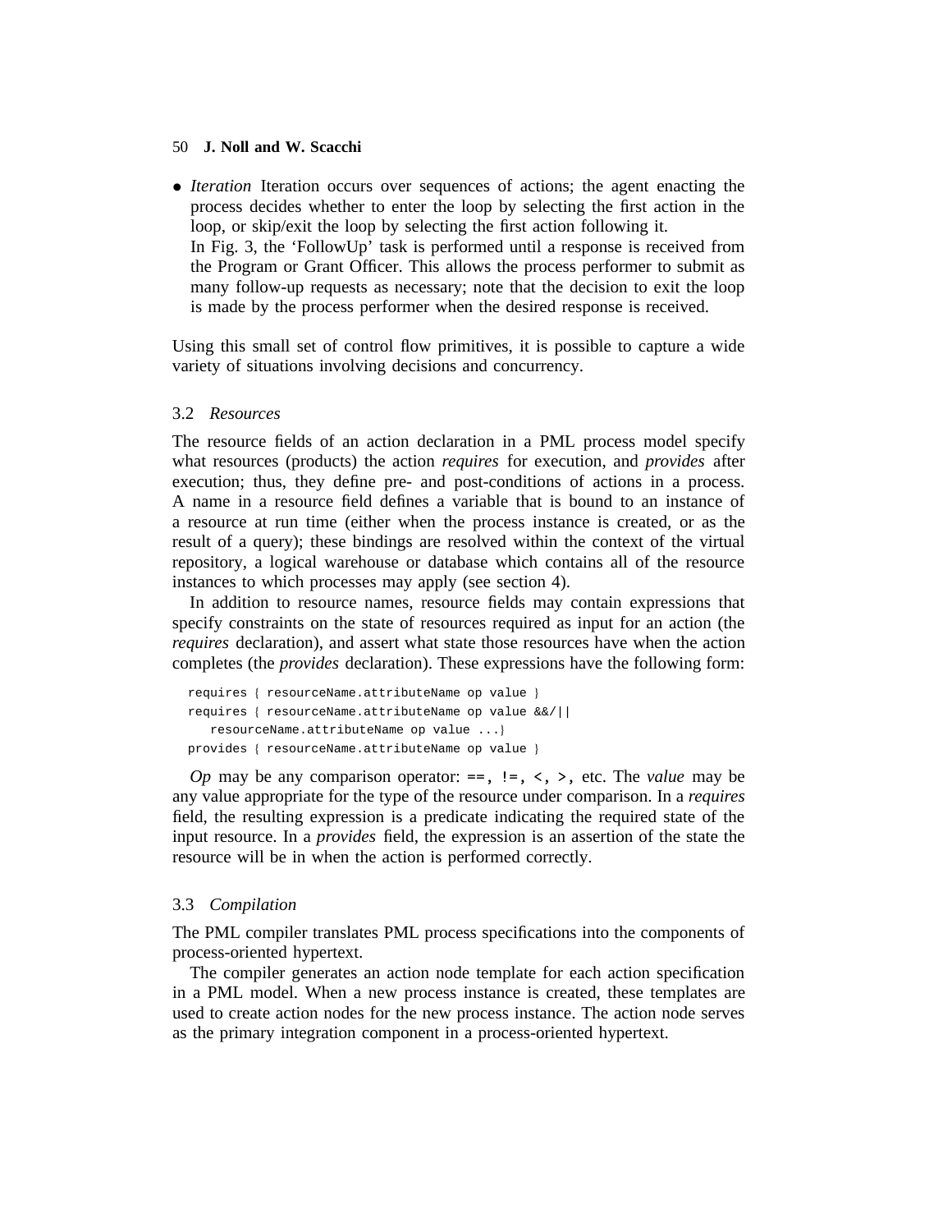- *Iteration* Iteration occurs over sequences of actions; the agent enacting the process decides whether to enter the loop by selecting the first action in the loop, or skip/exit the loop by selecting the first action following it.
  In Fig. 3, the 'FollowUp' task is performed until a response is received from the Program or Grant Officer. This allows the process performer to submit as many follow-up requests as necessary; note that the decision to exit the loop is made by the process performer when the desired response is received.

Using this small set of control flow primitives, it is possible to capture a wide variety of situations involving decisions and concurrency.

### 3.2 *Resources*

The resource fields of an action declaration in a PML process model specify what resources (products) the action *requires* for execution, and *provides* after execution; thus, they define pre- and post-conditions of actions in a process. A name in a resource field defines a variable that is bound to an instance of a resource at run time (either when the process instance is created, or as the result of a query); these bindings are resolved within the context of the virtual repository, a logical warehouse or database which contains all of the resource instances to which processes may apply (see section 4).

In addition to resource names, resource fields may contain expressions that specify constraints on the state of resources required as input for an action (the *requires* declaration), and assert what state those resources have when the action completes (the *provides* declaration). These expressions have the following form:

```
requires { resourceName.attributeName op value }
requires { resourceName.attributeName op value &&/||
   resourceName.attributeName op value ...}
provides { resourceName.attributeName op value }
```

*Op* may be any comparison operator: `==`, `!=`, `<`, `>`, etc. The *value* may be any value appropriate for the type of the resource under comparison. In a *requires* field, the resulting expression is a predicate indicating the required state of the input resource. In a *provides* field, the expression is an assertion of the state the resource will be in when the action is performed correctly.

### 3.3 *Compilation*

The PML compiler translates PML process specifications into the components of process-oriented hypertext.

The compiler generates an action node template for each action specification in a PML model. When a new process instance is created, these templates are used to create action nodes for the new process instance. The action node serves as the primary integration component in a process-oriented hypertext.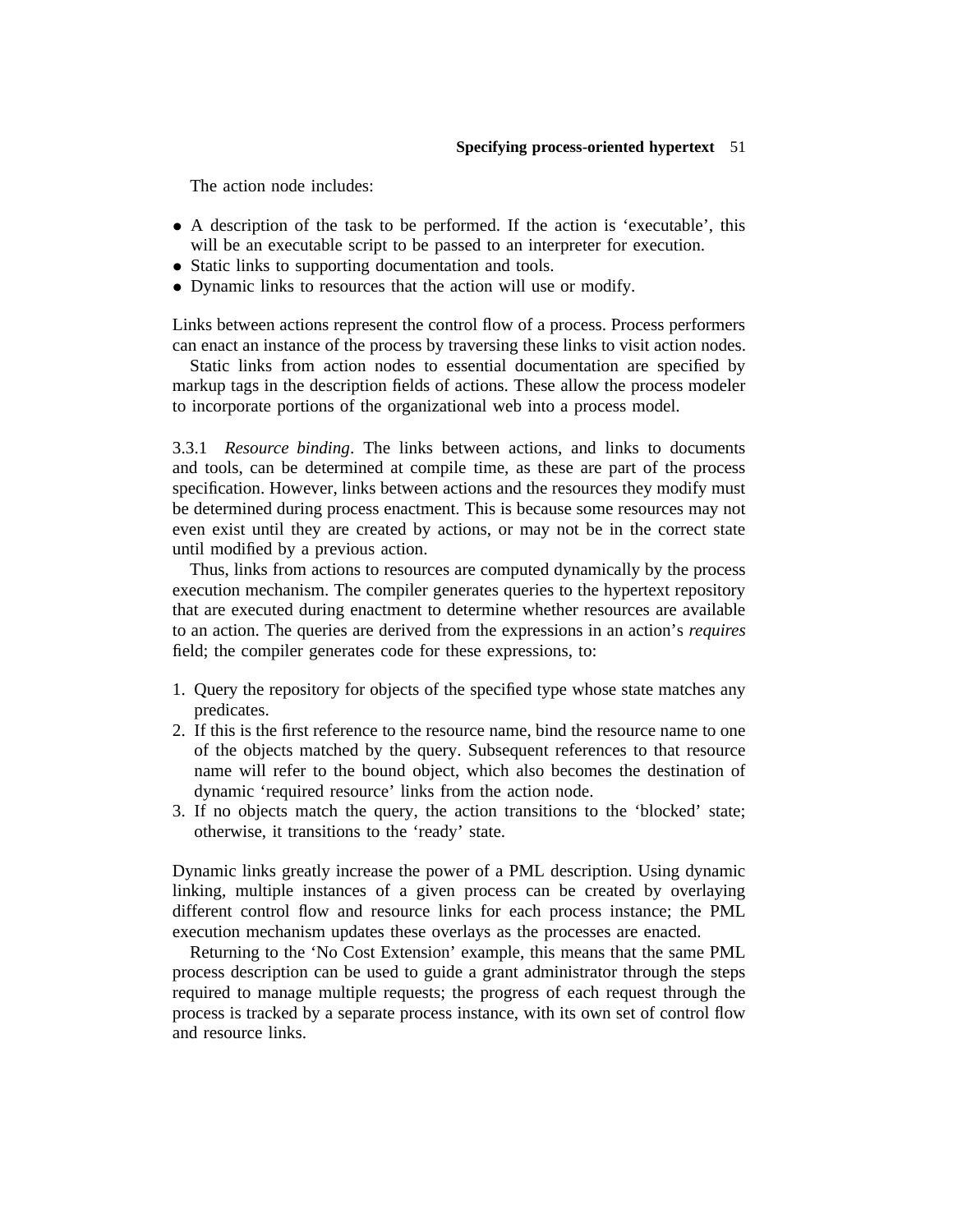The action node includes:

- A description of the task to be performed. If the action is 'executable', this will be an executable script to be passed to an interpreter for execution.
- Static links to supporting documentation and tools.
- Dynamic links to resources that the action will use or modify.

Links between actions represent the control flow of a process. Process performers can enact an instance of the process by traversing these links to visit action nodes.

Static links from action nodes to essential documentation are specified by markup tags in the description fields of actions. These allow the process modeler to incorporate portions of the organizational web into a process model.

3.3.1 *Resource binding*. The links between actions, and links to documents and tools, can be determined at compile time, as these are part of the process specification. However, links between actions and the resources they modify must be determined during process enactment. This is because some resources may not even exist until they are created by actions, or may not be in the correct state until modified by a previous action.

Thus, links from actions to resources are computed dynamically by the process execution mechanism. The compiler generates queries to the hypertext repository that are executed during enactment to determine whether resources are available to an action. The queries are derived from the expressions in an action's *requires* field; the compiler generates code for these expressions, to:

1. Query the repository for objects of the specified type whose state matches any predicates.
2. If this is the first reference to the resource name, bind the resource name to one of the objects matched by the query. Subsequent references to that resource name will refer to the bound object, which also becomes the destination of dynamic 'required resource' links from the action node.
3. If no objects match the query, the action transitions to the 'blocked' state; otherwise, it transitions to the 'ready' state.

Dynamic links greatly increase the power of a PML description. Using dynamic linking, multiple instances of a given process can be created by overlaying different control flow and resource links for each process instance; the PML execution mechanism updates these overlays as the processes are enacted.

Returning to the 'No Cost Extension' example, this means that the same PML process description can be used to guide a grant administrator through the steps required to manage multiple requests; the progress of each request through the process is tracked by a separate process instance, with its own set of control flow and resource links.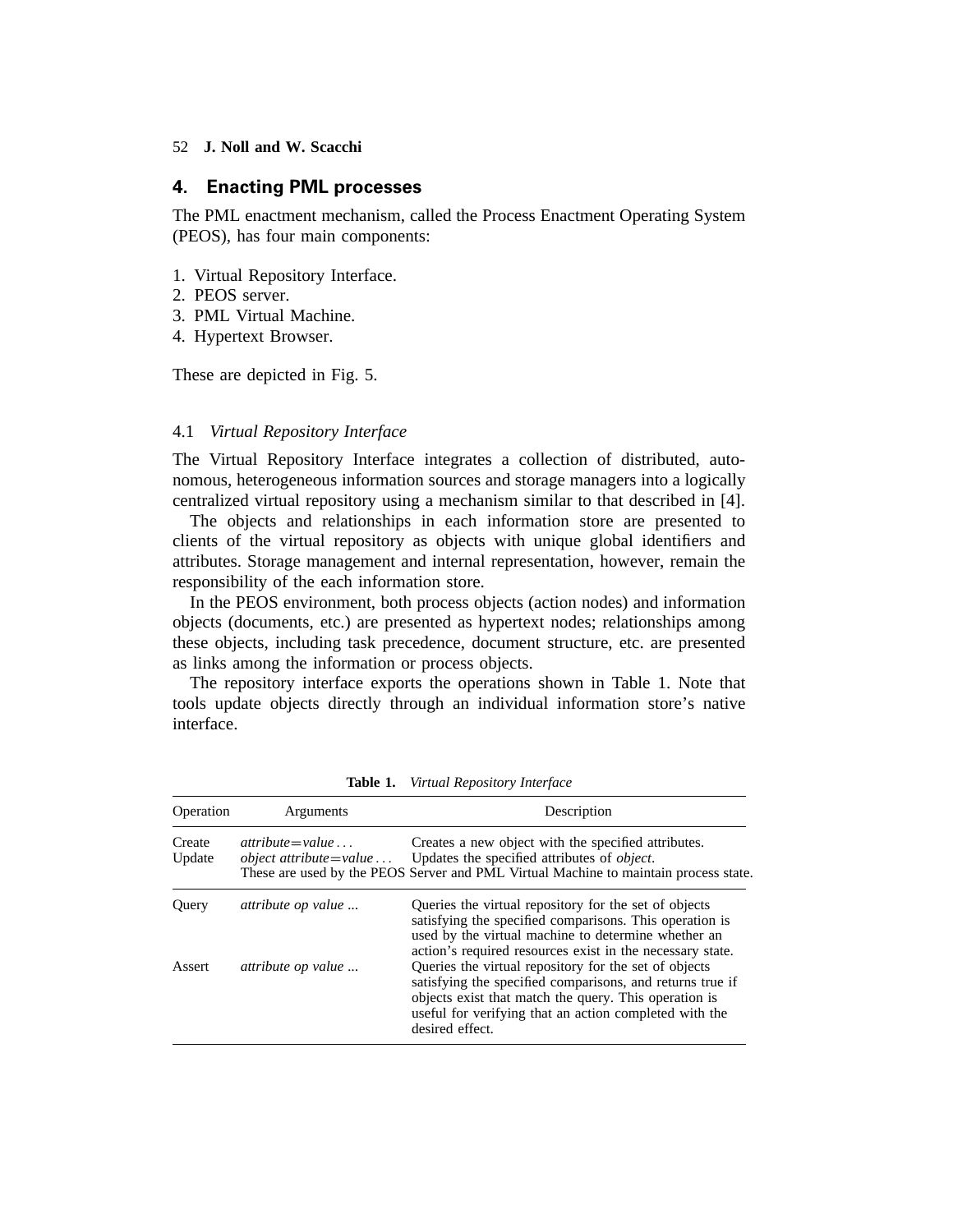## 4. Enacting PML processes

The PML enactment mechanism, called the Process Enactment Operating System (PEOS), has four main components:

1. Virtual Repository Interface.
2. PEOS server.
3. PML Virtual Machine.
4. Hypertext Browser.

These are depicted in Fig. 5.

### 4.1 *Virtual Repository Interface*

The Virtual Repository Interface integrates a collection of distributed, autonomous, heterogeneous information sources and storage managers into a logically centralized virtual repository using a mechanism similar to that described in [4].

The objects and relationships in each information store are presented to clients of the virtual repository as objects with unique global identifiers and attributes. Storage management and internal representation, however, remain the responsibility of the each information store.

In the PEOS environment, both process objects (action nodes) and information objects (documents, etc.) are presented as hypertext nodes; relationships among these objects, including task precedence, document structure, etc. are presented as links among the information or process objects.

The repository interface exports the operations shown in Table 1. Note that tools update objects directly through an individual information store's native interface.

**Table 1.** *Virtual Repository Interface*

| Operation | Arguments | Description |
|---|---|---|
| Create | *attribute*=*value* . . . | Creates a new object with the specified attributes. |
| Update | *object attribute*=*value* . . . | Updates the specified attributes of *object*. These are used by the PEOS Server and PML Virtual Machine to maintain process state. |
| Query | *attribute op value ...* | Queries the virtual repository for the set of objects satisfying the specified comparisons. This operation is used by the virtual machine to determine whether an action's required resources exist in the necessary state. |
| Assert | *attribute op value ...* | Queries the virtual repository for the set of objects satisfying the specified comparisons, and returns true if objects exist that match the query. This operation is useful for verifying that an action completed with the desired effect. |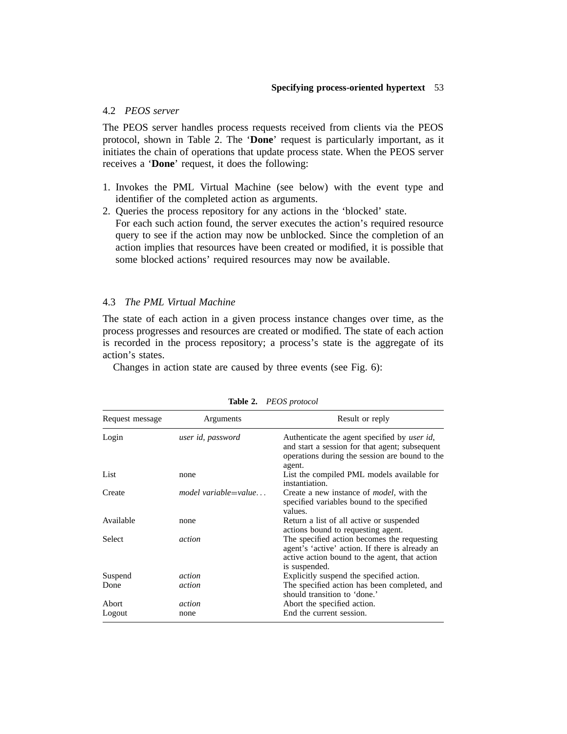## 4.2 *PEOS server*

The PEOS server handles process requests received from clients via the PEOS protocol, shown in Table 2. The '**Done**' request is particularly important, as it initiates the chain of operations that update process state. When the PEOS server receives a '**Done**' request, it does the following:

1. Invokes the PML Virtual Machine (see below) with the event type and identifier of the completed action as arguments.
2. Queries the process repository for any actions in the 'blocked' state. For each such action found, the server executes the action's required resource query to see if the action may now be unblocked. Since the completion of an action implies that resources have been created or modified, it is possible that some blocked actions' required resources may now be available.

## 4.3 *The PML Virtual Machine*

The state of each action in a given process instance changes over time, as the process progresses and resources are created or modified. The state of each action is recorded in the process repository; a process's state is the aggregate of its action's states.

Changes in action state are caused by three events (see Fig. 6):

**Table 2.** *PEOS protocol*

| Request message | Arguments | Result or reply |
|---|---|---|
| Login | *user id, password* | Authenticate the agent specified by *user id*, and start a session for that agent; subsequent operations during the session are bound to the agent. |
| List | none | List the compiled PML models available for instantiation. |
| Create | *model variable=value...* | Create a new instance of *model*, with the specified variables bound to the specified values. |
| Available | none | Return a list of all active or suspended actions bound to requesting agent. |
| Select | *action* | The specified action becomes the requesting agent's 'active' action. If there is already an active action bound to the agent, that action is suspended. |
| Suspend | *action* | Explicitly suspend the specified action. |
| Done | *action* | The specified action has been completed, and should transition to 'done.' |
| Abort | *action* | Abort the specified action. |
| Logout | none | End the current session. |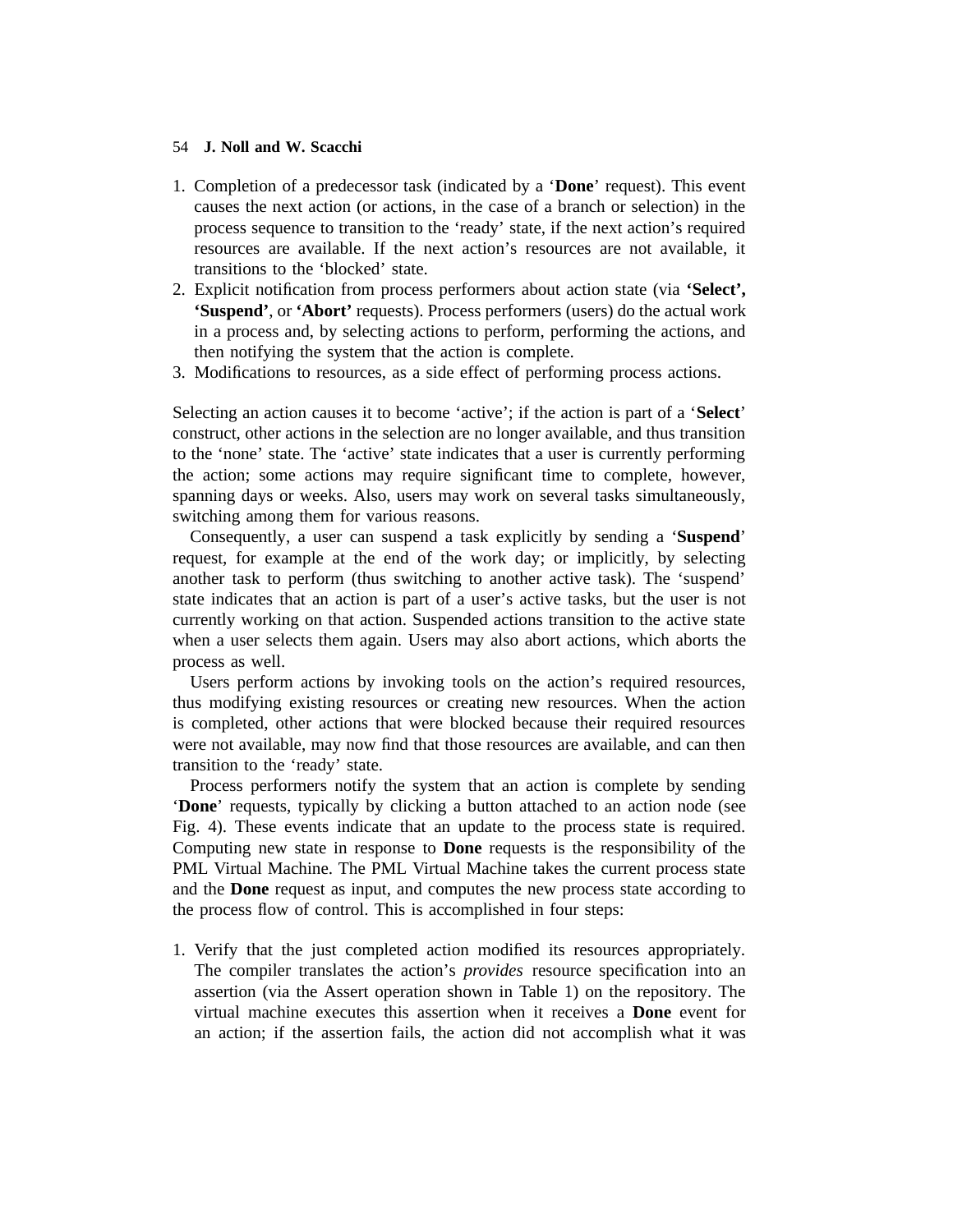1. Completion of a predecessor task (indicated by a '**Done**' request). This event causes the next action (or actions, in the case of a branch or selection) in the process sequence to transition to the 'ready' state, if the next action's required resources are available. If the next action's resources are not available, it transitions to the 'blocked' state.
2. Explicit notification from process performers about action state (via **'Select'**, **'Suspend'**, or **'Abort'** requests). Process performers (users) do the actual work in a process and, by selecting actions to perform, performing the actions, and then notifying the system that the action is complete.
3. Modifications to resources, as a side effect of performing process actions.

Selecting an action causes it to become 'active'; if the action is part of a '**Select**' construct, other actions in the selection are no longer available, and thus transition to the 'none' state. The 'active' state indicates that a user is currently performing the action; some actions may require significant time to complete, however, spanning days or weeks. Also, users may work on several tasks simultaneously, switching among them for various reasons.

Consequently, a user can suspend a task explicitly by sending a '**Suspend**' request, for example at the end of the work day; or implicitly, by selecting another task to perform (thus switching to another active task). The 'suspend' state indicates that an action is part of a user's active tasks, but the user is not currently working on that action. Suspended actions transition to the active state when a user selects them again. Users may also abort actions, which aborts the process as well.

Users perform actions by invoking tools on the action's required resources, thus modifying existing resources or creating new resources. When the action is completed, other actions that were blocked because their required resources were not available, may now find that those resources are available, and can then transition to the 'ready' state.

Process performers notify the system that an action is complete by sending '**Done**' requests, typically by clicking a button attached to an action node (see Fig. 4). These events indicate that an update to the process state is required. Computing new state in response to **Done** requests is the responsibility of the PML Virtual Machine. The PML Virtual Machine takes the current process state and the **Done** request as input, and computes the new process state according to the process flow of control. This is accomplished in four steps:

1. Verify that the just completed action modified its resources appropriately. The compiler translates the action's *provides* resource specification into an assertion (via the Assert operation shown in Table 1) on the repository. The virtual machine executes this assertion when it receives a **Done** event for an action; if the assertion fails, the action did not accomplish what it was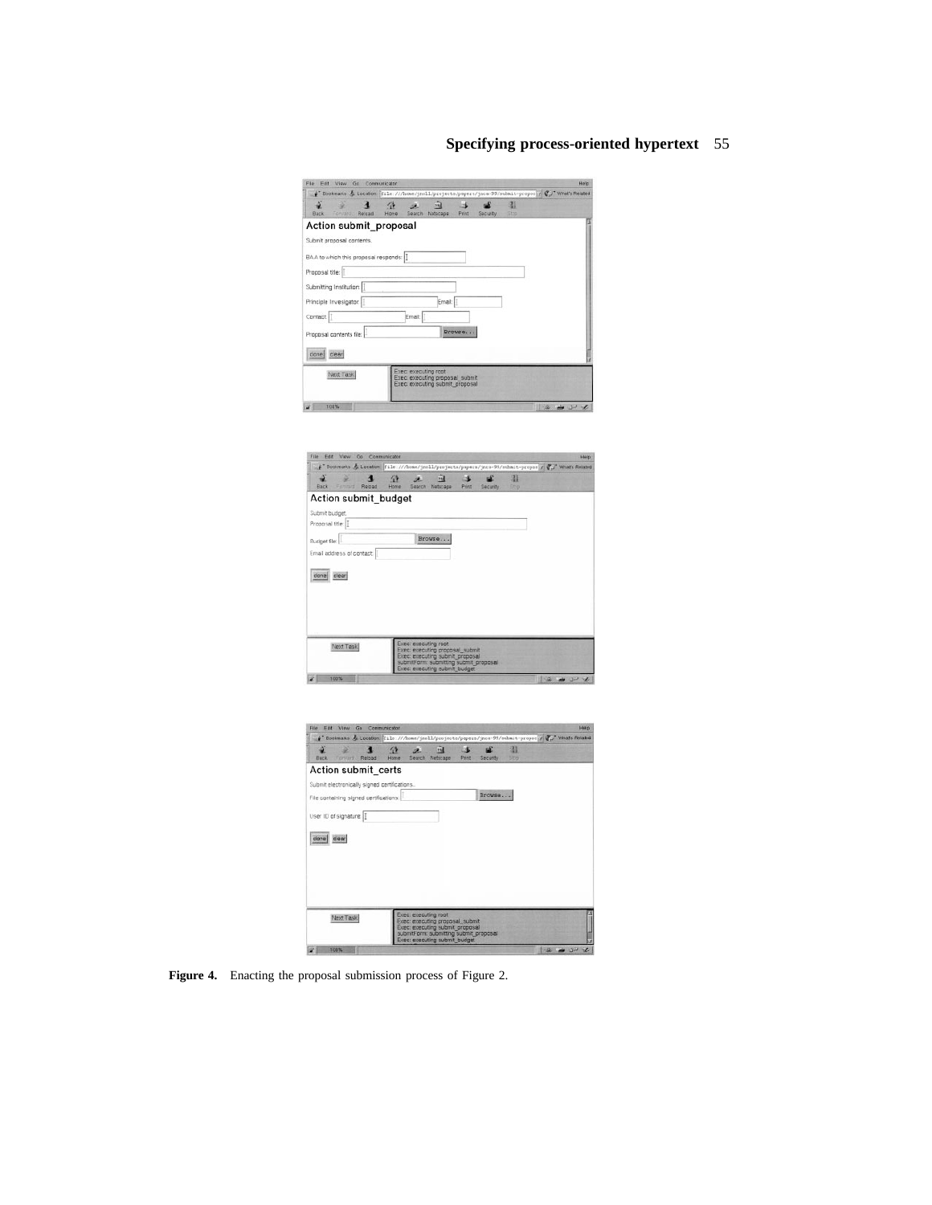**Figure 4.** Enacting the proposal submission process of Figure 2.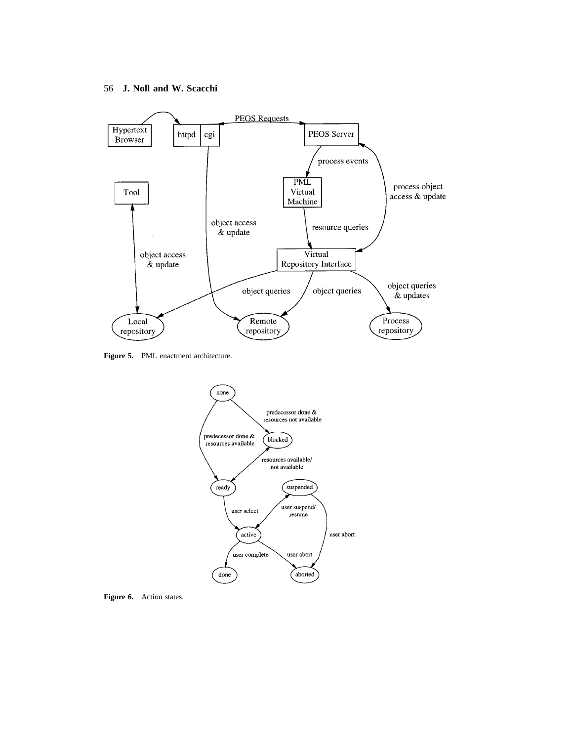Figure 5. PML enactment architecture.

Figure 6. Action states.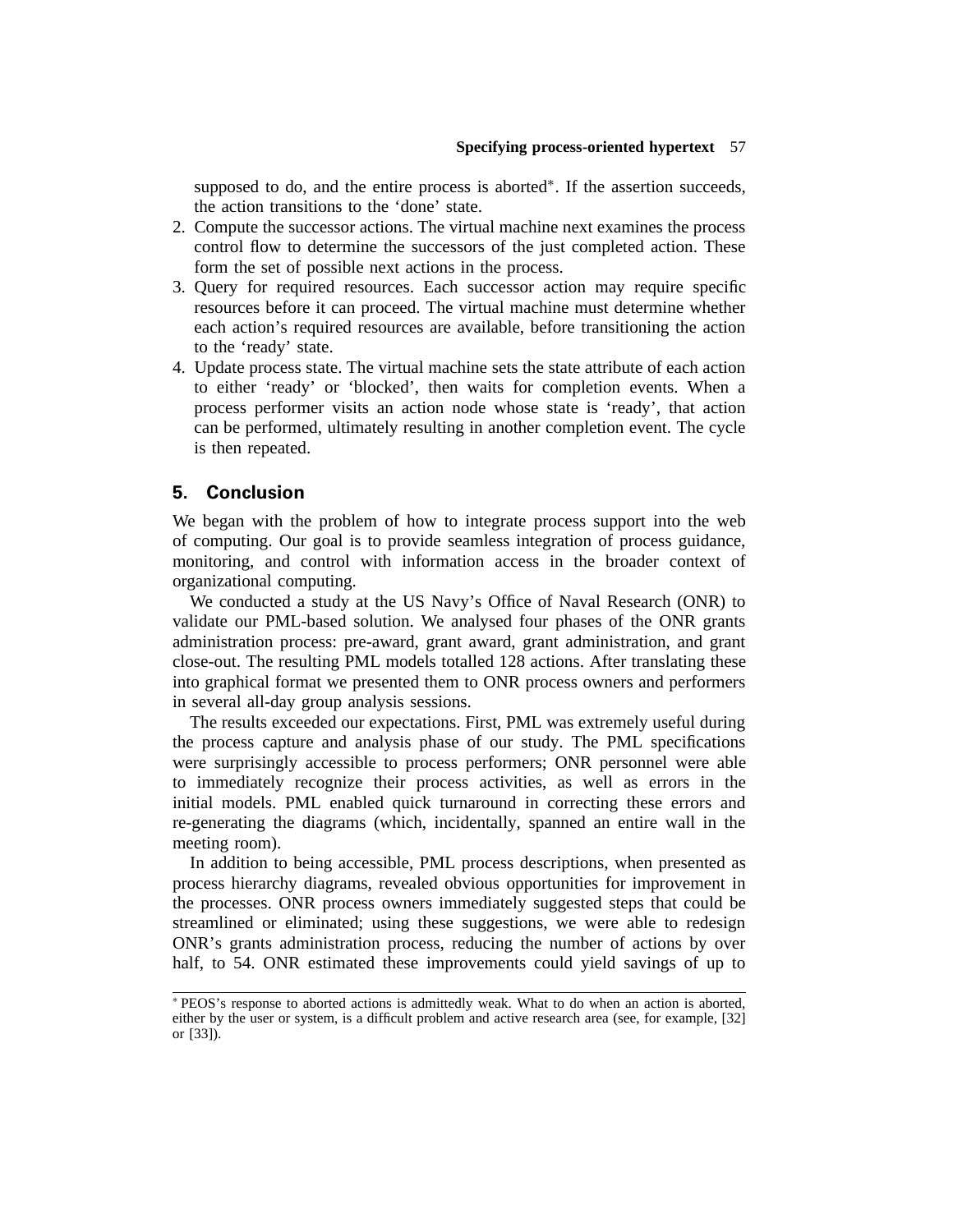supposed to do, and the entire process is aborted*. If the assertion succeeds, the action transitions to the 'done' state.

2. Compute the successor actions. The virtual machine next examines the process control flow to determine the successors of the just completed action. These form the set of possible next actions in the process.
3. Query for required resources. Each successor action may require specific resources before it can proceed. The virtual machine must determine whether each action's required resources are available, before transitioning the action to the 'ready' state.
4. Update process state. The virtual machine sets the state attribute of each action to either 'ready' or 'blocked', then waits for completion events. When a process performer visits an action node whose state is 'ready', that action can be performed, ultimately resulting in another completion event. The cycle is then repeated.

## 5. Conclusion

We began with the problem of how to integrate process support into the web of computing. Our goal is to provide seamless integration of process guidance, monitoring, and control with information access in the broader context of organizational computing.

We conducted a study at the US Navy's Office of Naval Research (ONR) to validate our PML-based solution. We analysed four phases of the ONR grants administration process: pre-award, grant award, grant administration, and grant close-out. The resulting PML models totalled 128 actions. After translating these into graphical format we presented them to ONR process owners and performers in several all-day group analysis sessions.

The results exceeded our expectations. First, PML was extremely useful during the process capture and analysis phase of our study. The PML specifications were surprisingly accessible to process performers; ONR personnel were able to immediately recognize their process activities, as well as errors in the initial models. PML enabled quick turnaround in correcting these errors and re-generating the diagrams (which, incidentally, spanned an entire wall in the meeting room).

In addition to being accessible, PML process descriptions, when presented as process hierarchy diagrams, revealed obvious opportunities for improvement in the processes. ONR process owners immediately suggested steps that could be streamlined or eliminated; using these suggestions, we were able to redesign ONR's grants administration process, reducing the number of actions by over half, to 54. ONR estimated these improvements could yield savings of up to

---

* PEOS's response to aborted actions is admittedly weak. What to do when an action is aborted, either by the user or system, is a difficult problem and active research area (see, for example, [32] or [33]).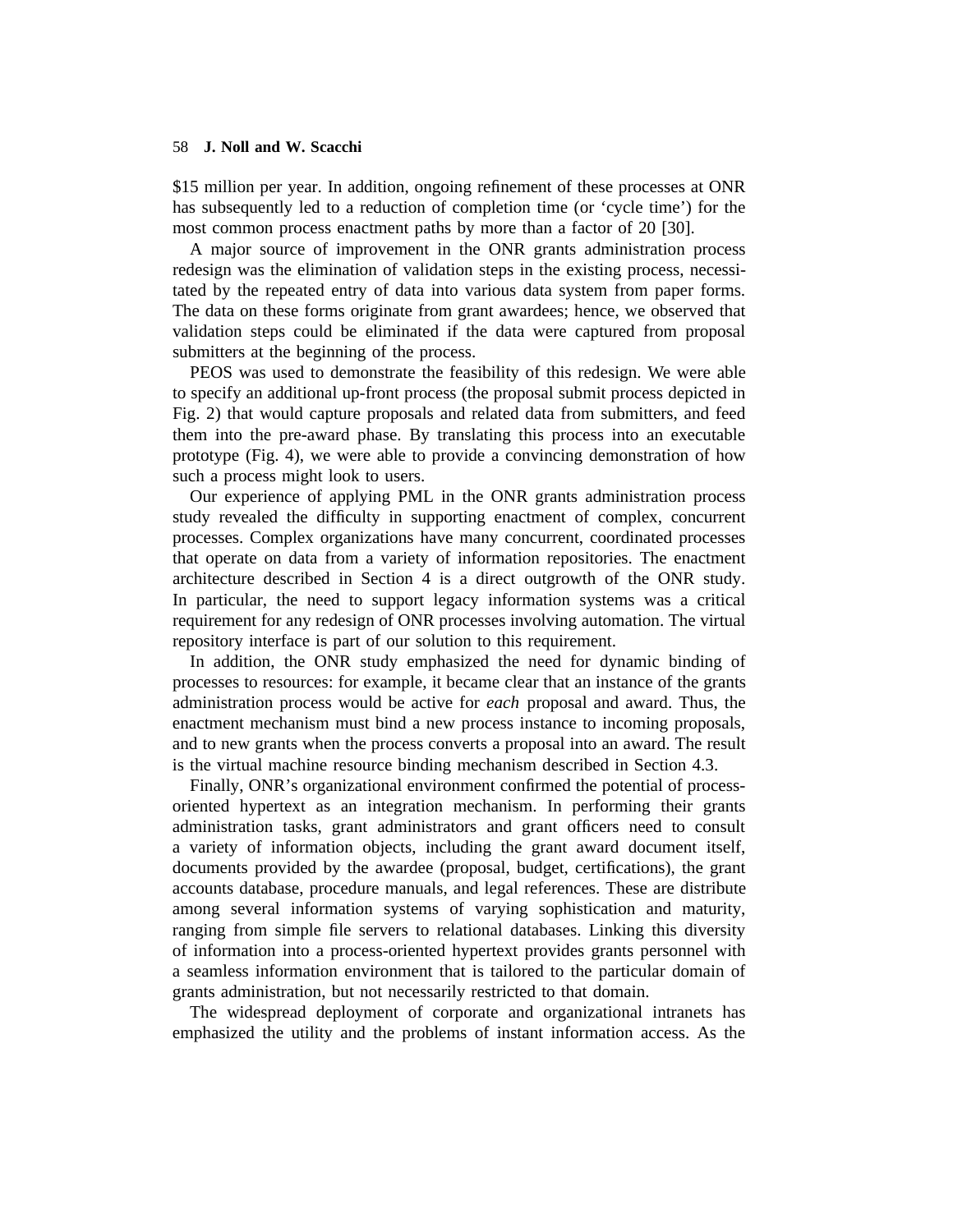$15 million per year. In addition, ongoing refinement of these processes at ONR has subsequently led to a reduction of completion time (or 'cycle time') for the most common process enactment paths by more than a factor of 20 [30].

A major source of improvement in the ONR grants administration process redesign was the elimination of validation steps in the existing process, necessitated by the repeated entry of data into various data system from paper forms. The data on these forms originate from grant awardees; hence, we observed that validation steps could be eliminated if the data were captured from proposal submitters at the beginning of the process.

PEOS was used to demonstrate the feasibility of this redesign. We were able to specify an additional up-front process (the proposal submit process depicted in Fig. 2) that would capture proposals and related data from submitters, and feed them into the pre-award phase. By translating this process into an executable prototype (Fig. 4), we were able to provide a convincing demonstration of how such a process might look to users.

Our experience of applying PML in the ONR grants administration process study revealed the difficulty in supporting enactment of complex, concurrent processes. Complex organizations have many concurrent, coordinated processes that operate on data from a variety of information repositories. The enactment architecture described in Section 4 is a direct outgrowth of the ONR study. In particular, the need to support legacy information systems was a critical requirement for any redesign of ONR processes involving automation. The virtual repository interface is part of our solution to this requirement.

In addition, the ONR study emphasized the need for dynamic binding of processes to resources: for example, it became clear that an instance of the grants administration process would be active for *each* proposal and award. Thus, the enactment mechanism must bind a new process instance to incoming proposals, and to new grants when the process converts a proposal into an award. The result is the virtual machine resource binding mechanism described in Section 4.3.

Finally, ONR's organizational environment confirmed the potential of process-oriented hypertext as an integration mechanism. In performing their grants administration tasks, grant administrators and grant officers need to consult a variety of information objects, including the grant award document itself, documents provided by the awardee (proposal, budget, certifications), the grant accounts database, procedure manuals, and legal references. These are distribute among several information systems of varying sophistication and maturity, ranging from simple file servers to relational databases. Linking this diversity of information into a process-oriented hypertext provides grants personnel with a seamless information environment that is tailored to the particular domain of grants administration, but not necessarily restricted to that domain.

The widespread deployment of corporate and organizational intranets has emphasized the utility and the problems of instant information access. As the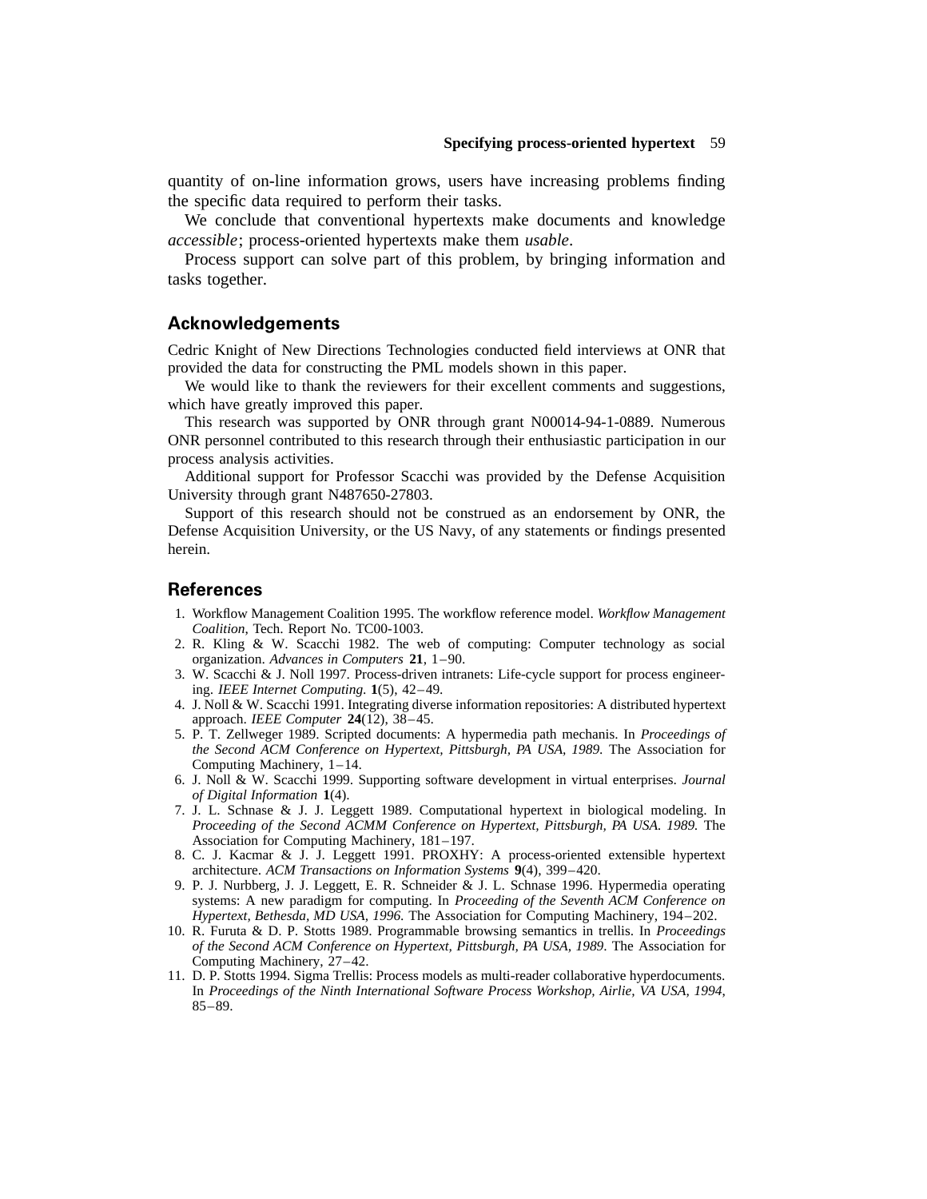quantity of on-line information grows, users have increasing problems finding the specific data required to perform their tasks.

We conclude that conventional hypertexts make documents and knowledge *accessible*; process-oriented hypertexts make them *usable*.

Process support can solve part of this problem, by bringing information and tasks together.

## Acknowledgements

Cedric Knight of New Directions Technologies conducted field interviews at ONR that provided the data for constructing the PML models shown in this paper.

We would like to thank the reviewers for their excellent comments and suggestions, which have greatly improved this paper.

This research was supported by ONR through grant N00014-94-1-0889. Numerous ONR personnel contributed to this research through their enthusiastic participation in our process analysis activities.

Additional support for Professor Scacchi was provided by the Defense Acquisition University through grant N487650-27803.

Support of this research should not be construed as an endorsement by ONR, the Defense Acquisition University, or the US Navy, of any statements or findings presented herein.

## References

1. Workflow Management Coalition 1995. The workflow reference model. *Workflow Management Coalition*, Tech. Report No. TC00-1003.
2. R. Kling & W. Scacchi 1982. The web of computing: Computer technology as social organization. *Advances in Computers* **21**, 1–90.
3. W. Scacchi & J. Noll 1997. Process-driven intranets: Life-cycle support for process engineering. *IEEE Internet Computing.* **1**(5), 42–49.
4. J. Noll & W. Scacchi 1991. Integrating diverse information repositories: A distributed hypertext approach. *IEEE Computer* **24**(12), 38–45.
5. P. T. Zellweger 1989. Scripted documents: A hypermedia path mechanis. In *Proceedings of the Second ACM Conference on Hypertext, Pittsburgh, PA USA, 1989*. The Association for Computing Machinery, 1–14.
6. J. Noll & W. Scacchi 1999. Supporting software development in virtual enterprises. *Journal of Digital Information* **1**(4).
7. J. L. Schnase & J. J. Leggett 1989. Computational hypertext in biological modeling. In *Proceeding of the Second ACMM Conference on Hypertext, Pittsburgh, PA USA. 1989.* The Association for Computing Machinery, 181–197.
8. C. J. Kacmar & J. J. Leggett 1991. PROXHY: A process-oriented extensible hypertext architecture. *ACM Transactions on Information Systems* **9**(4), 399–420.
9. P. J. Nurbberg, J. J. Leggett, E. R. Schneider & J. L. Schnase 1996. Hypermedia operating systems: A new paradigm for computing. In *Proceeding of the Seventh ACM Conference on Hypertext, Bethesda, MD USA, 1996.* The Association for Computing Machinery, 194–202.
10. R. Furuta & D. P. Stotts 1989. Programmable browsing semantics in trellis. In *Proceedings of the Second ACM Conference on Hypertext, Pittsburgh, PA USA, 1989*. The Association for Computing Machinery, 27–42.
11. D. P. Stotts 1994. Sigma Trellis: Process models as multi-reader collaborative hyperdocuments. In *Proceedings of the Ninth International Software Process Workshop, Airlie, VA USA, 1994*, 85–89.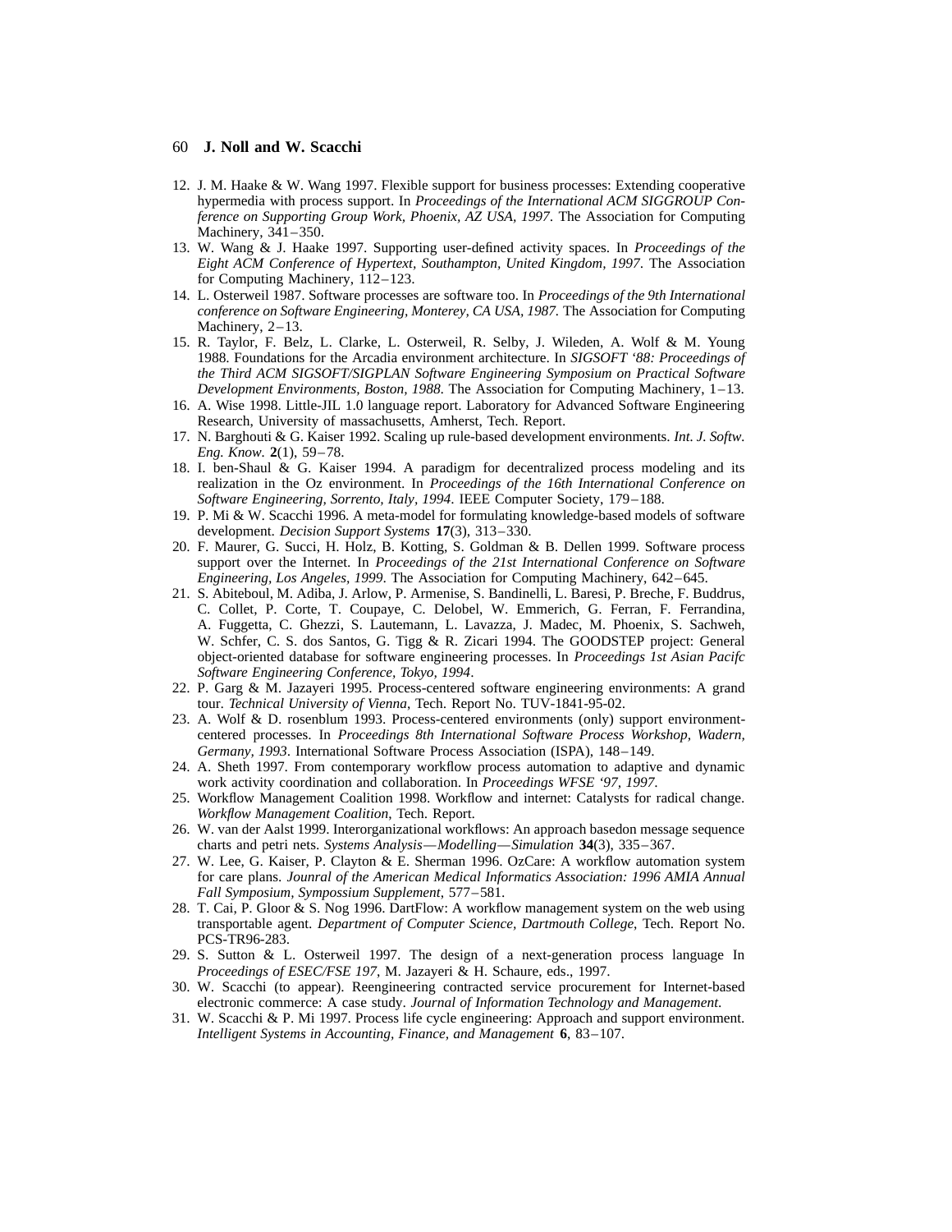12. J. M. Haake & W. Wang 1997. Flexible support for business processes: Extending cooperative hypermedia with process support. In *Proceedings of the International ACM SIGGROUP Conference on Supporting Group Work, Phoenix, AZ USA, 1997*. The Association for Computing Machinery, 341–350.
13. W. Wang & J. Haake 1997. Supporting user-defined activity spaces. In *Proceedings of the Eight ACM Conference of Hypertext, Southampton, United Kingdom, 1997*. The Association for Computing Machinery, 112–123.
14. L. Osterweil 1987. Software processes are software too. In *Proceedings of the 9th International conference on Software Engineering, Monterey, CA USA, 1987*. The Association for Computing Machinery, 2–13.
15. R. Taylor, F. Belz, L. Clarke, L. Osterweil, R. Selby, J. Wileden, A. Wolf & M. Young 1988. Foundations for the Arcadia environment architecture. In *SIGSOFT '88: Proceedings of the Third ACM SIGSOFT/SIGPLAN Software Engineering Symposium on Practical Software Development Environments, Boston, 1988*. The Association for Computing Machinery, 1–13.
16. A. Wise 1998. Little-JIL 1.0 language report. Laboratory for Advanced Software Engineering Research, University of massachusetts, Amherst, Tech. Report.
17. N. Barghouti & G. Kaiser 1992. Scaling up rule-based development environments. *Int. J. Softw. Eng. Know.* **2**(1), 59–78.
18. I. ben-Shaul & G. Kaiser 1994. A paradigm for decentralized process modeling and its realization in the Oz environment. In *Proceedings of the 16th International Conference on Software Engineering, Sorrento, Italy, 1994*. IEEE Computer Society, 179–188.
19. P. Mi & W. Scacchi 1996. A meta-model for formulating knowledge-based models of software development. *Decision Support Systems* **17**(3), 313–330.
20. F. Maurer, G. Succi, H. Holz, B. Kotting, S. Goldman & B. Dellen 1999. Software process support over the Internet. In *Proceedings of the 21st International Conference on Software Engineering, Los Angeles, 1999*. The Association for Computing Machinery, 642–645.
21. S. Abiteboul, M. Adiba, J. Arlow, P. Armenise, S. Bandinelli, L. Baresi, P. Breche, F. Buddrus, C. Collet, P. Corte, T. Coupaye, C. Delobel, W. Emmerich, G. Ferran, F. Ferrandina, A. Fuggetta, C. Ghezzi, S. Lautemann, L. Lavazza, J. Madec, M. Phoenix, S. Sachweh, W. Schfer, C. S. dos Santos, G. Tigg & R. Zicari 1994. The GOODSTEP project: General object-oriented database for software engineering processes. In *Proceedings 1st Asian Pacifc Software Engineering Conference, Tokyo, 1994*.
22. P. Garg & M. Jazayeri 1995. Process-centered software engineering environments: A grand tour. *Technical University of Vienna*, Tech. Report No. TUV-1841-95-02.
23. A. Wolf & D. rosenblum 1993. Process-centered environments (only) support environment-centered processes. In *Proceedings 8th International Software Process Workshop, Wadern, Germany, 1993*. International Software Process Association (ISPA), 148–149.
24. A. Sheth 1997. From contemporary workflow process automation to adaptive and dynamic work activity coordination and collaboration. In *Proceedings WFSE '97, 1997*.
25. Workflow Management Coalition 1998. Workflow and internet: Catalysts for radical change. *Workflow Management Coalition*, Tech. Report.
26. W. van der Aalst 1999. Interorganizational workflows: An approach basedon message sequence charts and petri nets. *Systems Analysis—Modelling—Simulation* **34**(3), 335–367.
27. W. Lee, G. Kaiser, P. Clayton & E. Sherman 1996. OzCare: A workflow automation system for care plans. *Jounral of the American Medical Informatics Association: 1996 AMIA Annual Fall Symposium, Sympossium Supplement*, 577–581.
28. T. Cai, P. Gloor & S. Nog 1996. DartFlow: A workflow management system on the web using transportable agent. *Department of Computer Science, Dartmouth College*, Tech. Report No. PCS-TR96-283.
29. S. Sutton & L. Osterweil 1997. The design of a next-generation process language In *Proceedings of ESEC/FSE 197*, M. Jazayeri & H. Schaure, eds., 1997.
30. W. Scacchi (to appear). Reengineering contracted service procurement for Internet-based electronic commerce: A case study. *Journal of Information Technology and Management*.
31. W. Scacchi & P. Mi 1997. Process life cycle engineering: Approach and support environment. *Intelligent Systems in Accounting, Finance, and Management* **6**, 83–107.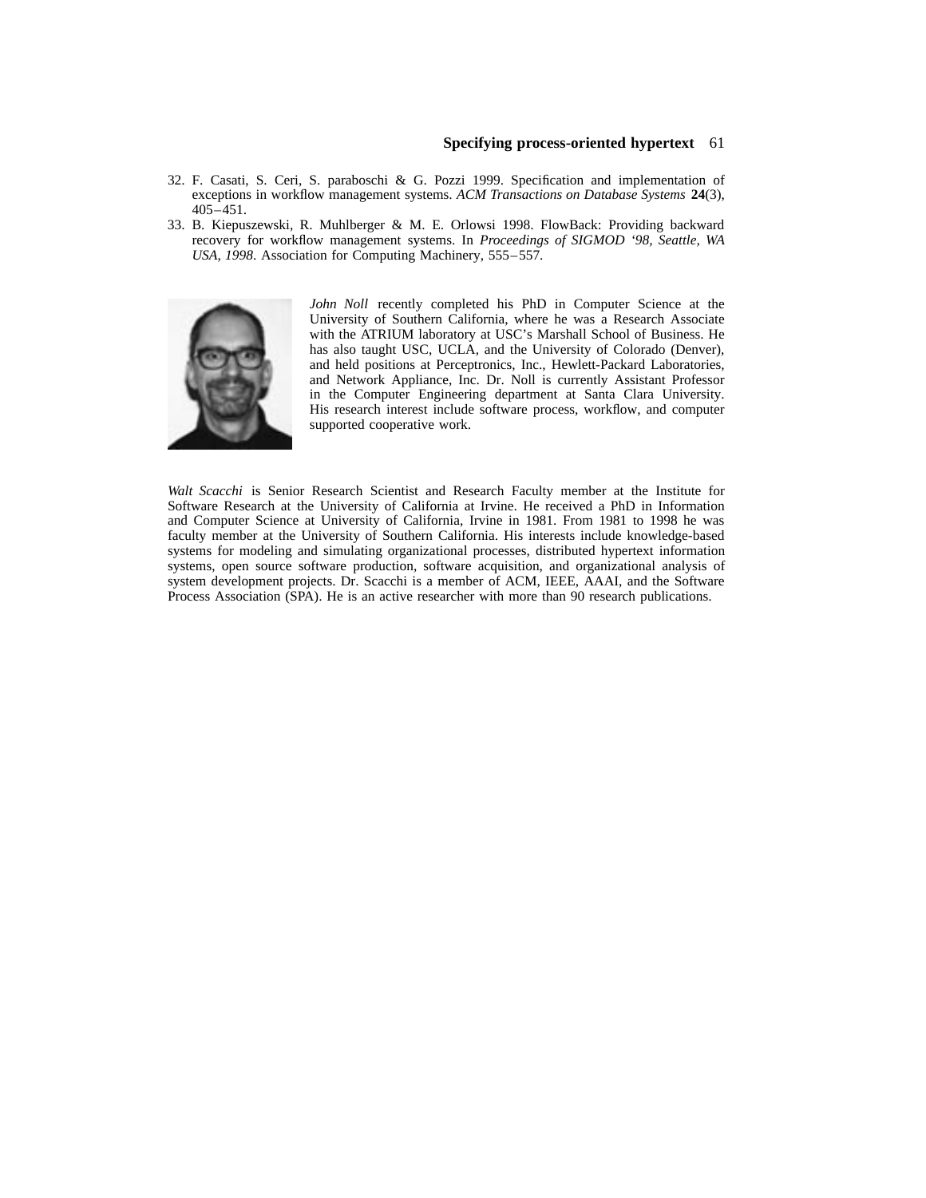32. F. Casati, S. Ceri, S. paraboschi & G. Pozzi 1999. Specification and implementation of exceptions in workflow management systems. *ACM Transactions on Database Systems* **24**(3), 405–451.
33. B. Kiepuszewski, R. Muhlberger & M. E. Orlowsi 1998. FlowBack: Providing backward recovery for workflow management systems. In *Proceedings of SIGMOD '98, Seattle, WA USA, 1998*. Association for Computing Machinery, 555–557.

*John Noll* recently completed his PhD in Computer Science at the University of Southern California, where he was a Research Associate with the ATRIUM laboratory at USC's Marshall School of Business. He has also taught USC, UCLA, and the University of Colorado (Denver), and held positions at Perceptronics, Inc., Hewlett-Packard Laboratories, and Network Appliance, Inc. Dr. Noll is currently Assistant Professor in the Computer Engineering department at Santa Clara University. His research interest include software process, workflow, and computer supported cooperative work.

*Walt Scacchi* is Senior Research Scientist and Research Faculty member at the Institute for Software Research at the University of California at Irvine. He received a PhD in Information and Computer Science at University of California, Irvine in 1981. From 1981 to 1998 he was faculty member at the University of Southern California. His interests include knowledge-based systems for modeling and simulating organizational processes, distributed hypertext information systems, open source software production, software acquisition, and organizational analysis of system development projects. Dr. Scacchi is a member of ACM, IEEE, AAAI, and the Software Process Association (SPA). He is an active researcher with more than 90 research publications.